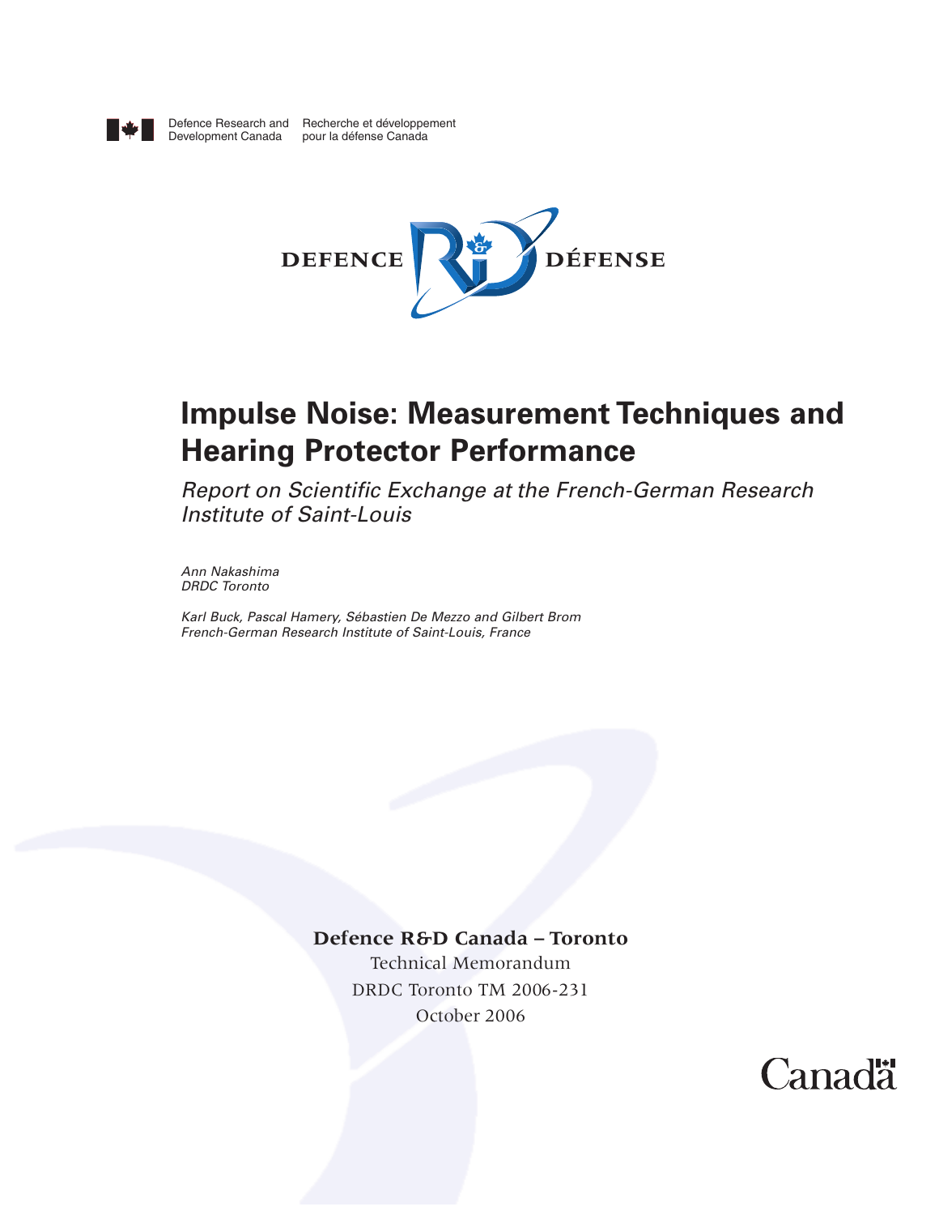Defence Research and Development Canada    Recherche et développement pour la défense Canada

DEFENCE    DÉFENSE

# Impulse Noise: Measurement Techniques and Hearing Protector Performance

*Report on Scientific Exchange at the French-German Research Institute of Saint-Louis*

*Ann Nakashima*
*DRDC Toronto*

*Karl Buck, Pascal Hamery, Sébastien De Mezzo and Gilbert Brom*
*French-German Research Institute of Saint-Louis, France*

**Defence R&D Canada – Toronto**

Technical Memorandum

DRDC Toronto TM 2006-231

October 2006

Canada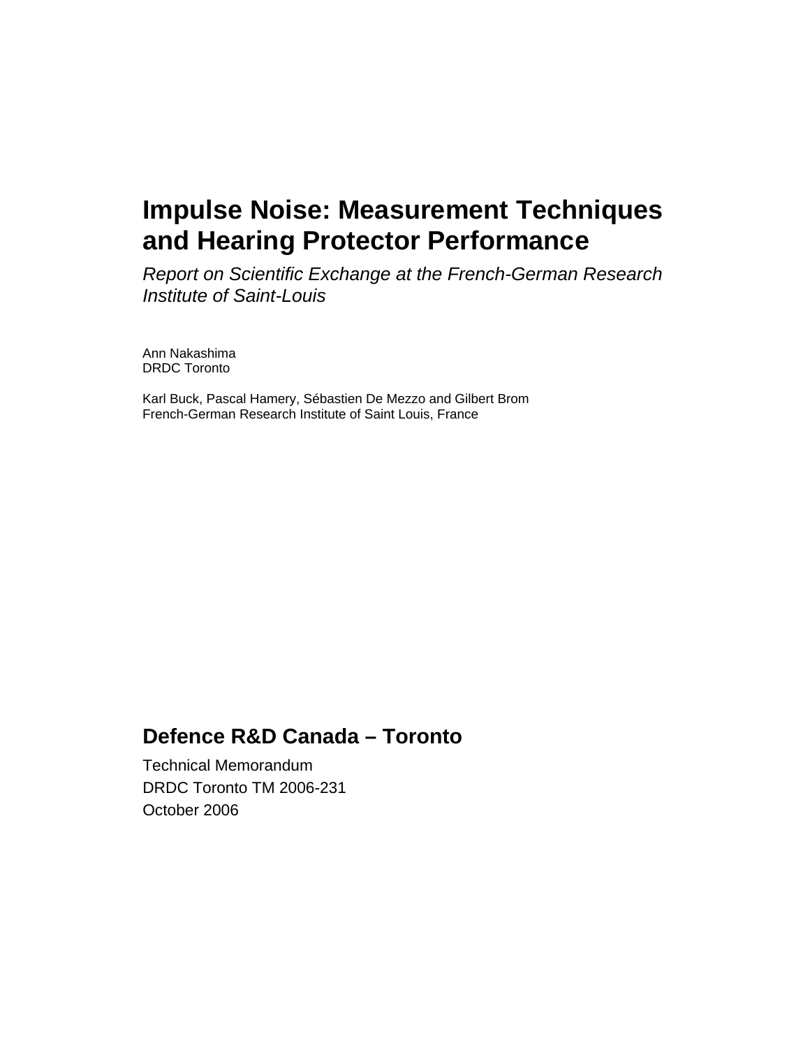# Impulse Noise: Measurement Techniques and Hearing Protector Performance

*Report on Scientific Exchange at the French-German Research Institute of Saint-Louis*

Ann Nakashima
DRDC Toronto

Karl Buck, Pascal Hamery, Sébastien De Mezzo and Gilbert Brom
French-German Research Institute of Saint Louis, France

## Defence R&D Canada – Toronto

Technical Memorandum
DRDC Toronto TM 2006-231
October 2006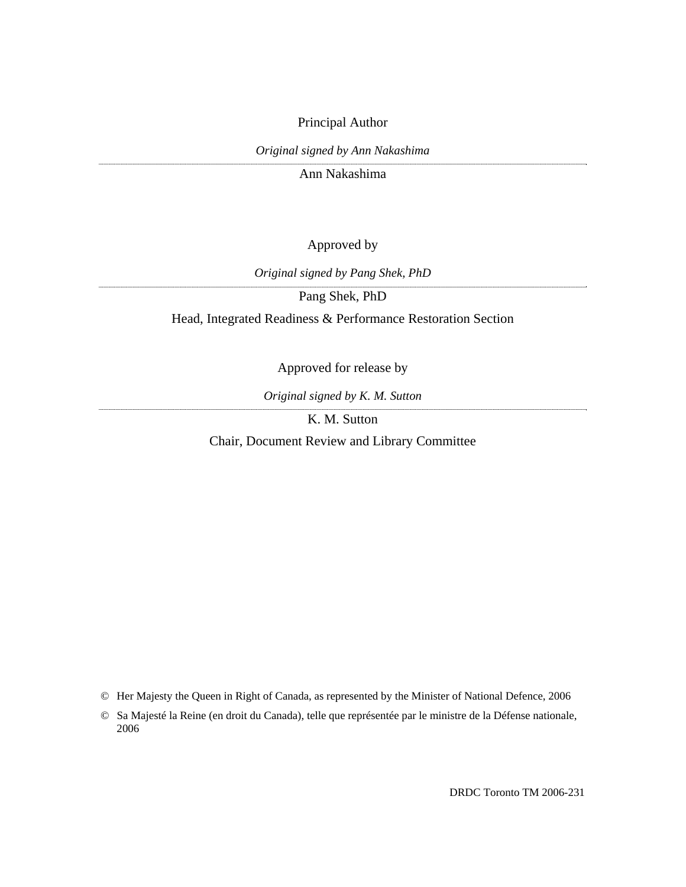Principal Author

*Original signed by Ann Nakashima*

Ann Nakashima

Approved by

*Original signed by Pang Shek, PhD*

Pang Shek, PhD

Head, Integrated Readiness & Performance Restoration Section

Approved for release by

*Original signed by K. M. Sutton*

K. M. Sutton

Chair, Document Review and Library Committee

© Her Majesty the Queen in Right of Canada, as represented by the Minister of National Defence, 2006

© Sa Majesté la Reine (en droit du Canada), telle que représentée par le ministre de la Défense nationale, 2006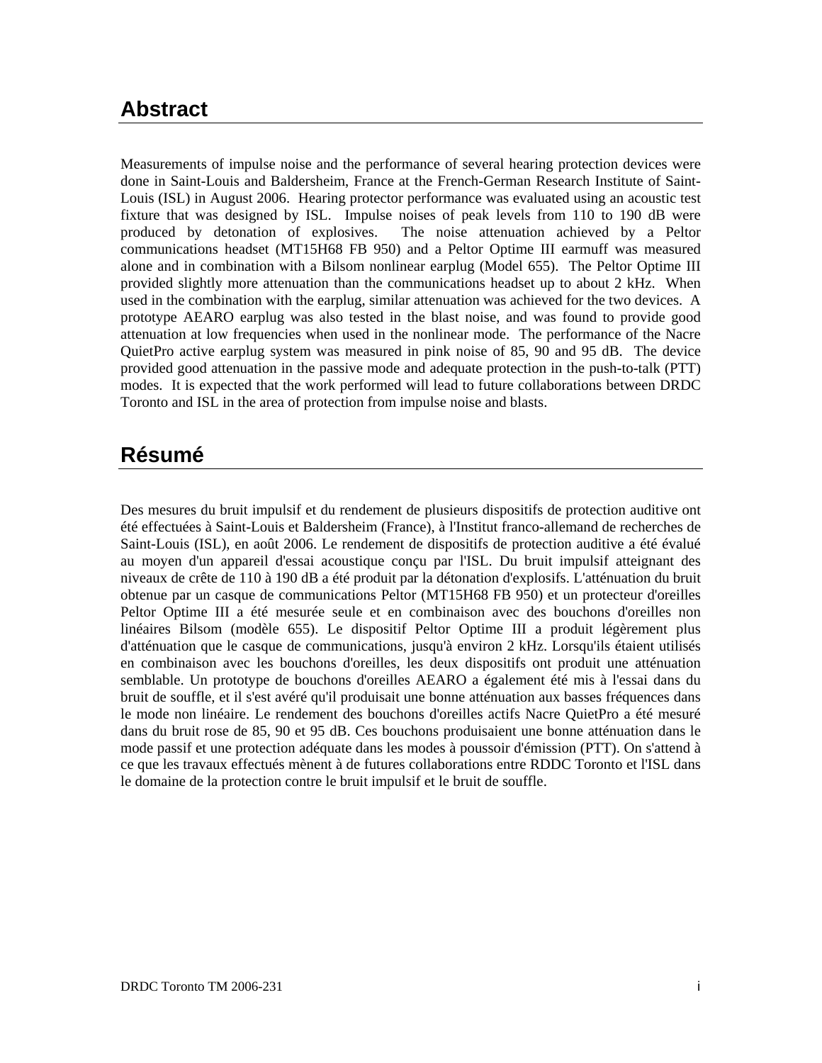# Abstract

Measurements of impulse noise and the performance of several hearing protection devices were done in Saint-Louis and Baldersheim, France at the French-German Research Institute of Saint-Louis (ISL) in August 2006. Hearing protector performance was evaluated using an acoustic test fixture that was designed by ISL. Impulse noises of peak levels from 110 to 190 dB were produced by detonation of explosives. The noise attenuation achieved by a Peltor communications headset (MT15H68 FB 950) and a Peltor Optime III earmuff was measured alone and in combination with a Bilsom nonlinear earplug (Model 655). The Peltor Optime III provided slightly more attenuation than the communications headset up to about 2 kHz. When used in the combination with the earplug, similar attenuation was achieved for the two devices. A prototype AEARO earplug was also tested in the blast noise, and was found to provide good attenuation at low frequencies when used in the nonlinear mode. The performance of the Nacre QuietPro active earplug system was measured in pink noise of 85, 90 and 95 dB. The device provided good attenuation in the passive mode and adequate protection in the push-to-talk (PTT) modes. It is expected that the work performed will lead to future collaborations between DRDC Toronto and ISL in the area of protection from impulse noise and blasts.

# Résumé

Des mesures du bruit impulsif et du rendement de plusieurs dispositifs de protection auditive ont été effectuées à Saint-Louis et Baldersheim (France), à l'Institut franco-allemand de recherches de Saint-Louis (ISL), en août 2006. Le rendement de dispositifs de protection auditive a été évalué au moyen d'un appareil d'essai acoustique conçu par l'ISL. Du bruit impulsif atteignant des niveaux de crête de 110 à 190 dB a été produit par la détonation d'explosifs. L'atténuation du bruit obtenue par un casque de communications Peltor (MT15H68 FB 950) et un protecteur d'oreilles Peltor Optime III a été mesurée seule et en combinaison avec des bouchons d'oreilles non linéaires Bilsom (modèle 655). Le dispositif Peltor Optime III a produit légèrement plus d'atténuation que le casque de communications, jusqu'à environ 2 kHz. Lorsqu'ils étaient utilisés en combinaison avec les bouchons d'oreilles, les deux dispositifs ont produit une atténuation semblable. Un prototype de bouchons d'oreilles AEARO a également été mis à l'essai dans du bruit de souffle, et il s'est avéré qu'il produisait une bonne atténuation aux basses fréquences dans le mode non linéaire. Le rendement des bouchons d'oreilles actifs Nacre QuietPro a été mesuré dans du bruit rose de 85, 90 et 95 dB. Ces bouchons produisaient une bonne atténuation dans le mode passif et une protection adéquate dans les modes à poussoir d'émission (PTT). On s'attend à ce que les travaux effectués mènent à de futures collaborations entre RDDC Toronto et l'ISL dans le domaine de la protection contre le bruit impulsif et le bruit de souffle.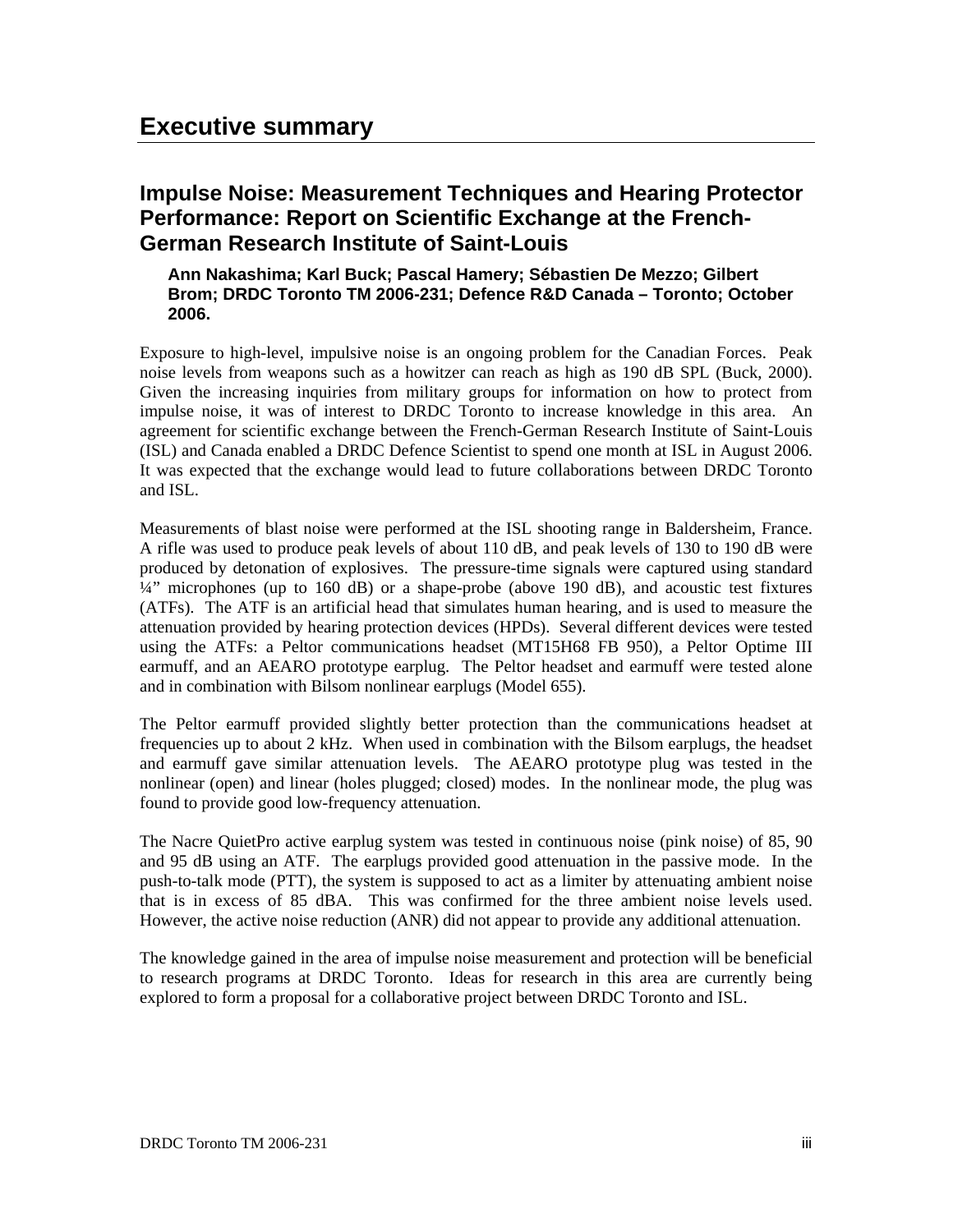# Executive summary

## Impulse Noise: Measurement Techniques and Hearing Protector Performance: Report on Scientific Exchange at the French-German Research Institute of Saint-Louis

**Ann Nakashima; Karl Buck; Pascal Hamery; Sébastien De Mezzo; Gilbert Brom; DRDC Toronto TM 2006-231; Defence R&D Canada – Toronto; October 2006.**

Exposure to high-level, impulsive noise is an ongoing problem for the Canadian Forces. Peak noise levels from weapons such as a howitzer can reach as high as 190 dB SPL (Buck, 2000). Given the increasing inquiries from military groups for information on how to protect from impulse noise, it was of interest to DRDC Toronto to increase knowledge in this area. An agreement for scientific exchange between the French-German Research Institute of Saint-Louis (ISL) and Canada enabled a DRDC Defence Scientist to spend one month at ISL in August 2006. It was expected that the exchange would lead to future collaborations between DRDC Toronto and ISL.

Measurements of blast noise were performed at the ISL shooting range in Baldersheim, France. A rifle was used to produce peak levels of about 110 dB, and peak levels of 130 to 190 dB were produced by detonation of explosives. The pressure-time signals were captured using standard ¼" microphones (up to 160 dB) or a shape-probe (above 190 dB), and acoustic test fixtures (ATFs). The ATF is an artificial head that simulates human hearing, and is used to measure the attenuation provided by hearing protection devices (HPDs). Several different devices were tested using the ATFs: a Peltor communications headset (MT15H68 FB 950), a Peltor Optime III earmuff, and an AEARO prototype earplug. The Peltor headset and earmuff were tested alone and in combination with Bilsom nonlinear earplugs (Model 655).

The Peltor earmuff provided slightly better protection than the communications headset at frequencies up to about 2 kHz. When used in combination with the Bilsom earplugs, the headset and earmuff gave similar attenuation levels. The AEARO prototype plug was tested in the nonlinear (open) and linear (holes plugged; closed) modes. In the nonlinear mode, the plug was found to provide good low-frequency attenuation.

The Nacre QuietPro active earplug system was tested in continuous noise (pink noise) of 85, 90 and 95 dB using an ATF. The earplugs provided good attenuation in the passive mode. In the push-to-talk mode (PTT), the system is supposed to act as a limiter by attenuating ambient noise that is in excess of 85 dBA. This was confirmed for the three ambient noise levels used. However, the active noise reduction (ANR) did not appear to provide any additional attenuation.

The knowledge gained in the area of impulse noise measurement and protection will be beneficial to research programs at DRDC Toronto. Ideas for research in this area are currently being explored to form a proposal for a collaborative project between DRDC Toronto and ISL.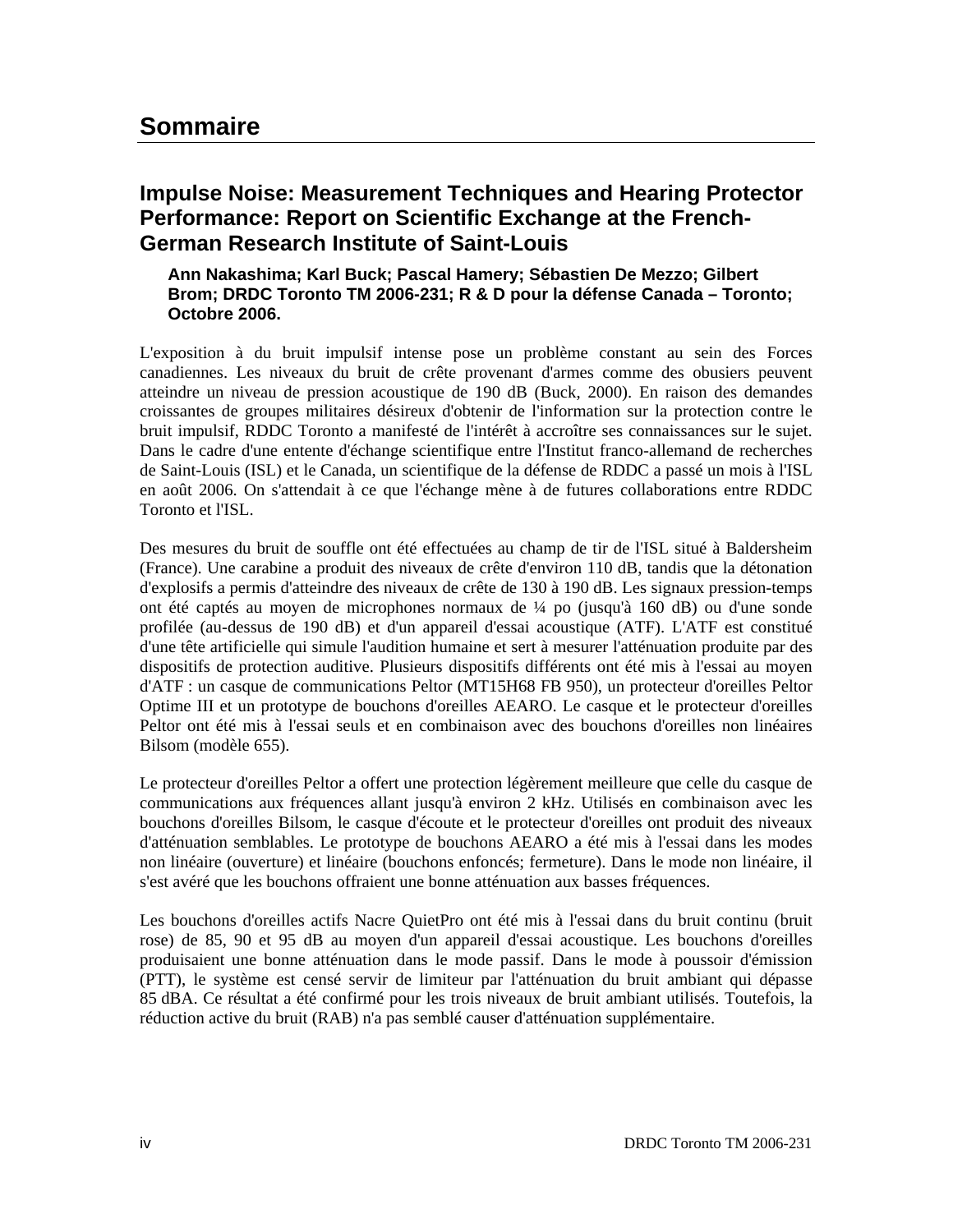# Sommaire

## Impulse Noise: Measurement Techniques and Hearing Protector Performance: Report on Scientific Exchange at the French-German Research Institute of Saint-Louis

**Ann Nakashima; Karl Buck; Pascal Hamery; Sébastien De Mezzo; Gilbert Brom; DRDC Toronto TM 2006-231; R & D pour la défense Canada – Toronto; Octobre 2006.**

L'exposition à du bruit impulsif intense pose un problème constant au sein des Forces canadiennes. Les niveaux du bruit de crête provenant d'armes comme des obusiers peuvent atteindre un niveau de pression acoustique de 190 dB (Buck, 2000). En raison des demandes croissantes de groupes militaires désireux d'obtenir de l'information sur la protection contre le bruit impulsif, RDDC Toronto a manifesté de l'intérêt à accroître ses connaissances sur le sujet. Dans le cadre d'une entente d'échange scientifique entre l'Institut franco-allemand de recherches de Saint-Louis (ISL) et le Canada, un scientifique de la défense de RDDC a passé un mois à l'ISL en août 2006. On s'attendait à ce que l'échange mène à de futures collaborations entre RDDC Toronto et l'ISL.

Des mesures du bruit de souffle ont été effectuées au champ de tir de l'ISL situé à Baldersheim (France). Une carabine a produit des niveaux de crête d'environ 110 dB, tandis que la détonation d'explosifs a permis d'atteindre des niveaux de crête de 130 à 190 dB. Les signaux pression-temps ont été captés au moyen de microphones normaux de ¼ po (jusqu'à 160 dB) ou d'une sonde profilée (au-dessus de 190 dB) et d'un appareil d'essai acoustique (ATF). L'ATF est constitué d'une tête artificielle qui simule l'audition humaine et sert à mesurer l'atténuation produite par des dispositifs de protection auditive. Plusieurs dispositifs différents ont été mis à l'essai au moyen d'ATF : un casque de communications Peltor (MT15H68 FB 950), un protecteur d'oreilles Peltor Optime III et un prototype de bouchons d'oreilles AEARO. Le casque et le protecteur d'oreilles Peltor ont été mis à l'essai seuls et en combinaison avec des bouchons d'oreilles non linéaires Bilsom (modèle 655).

Le protecteur d'oreilles Peltor a offert une protection légèrement meilleure que celle du casque de communications aux fréquences allant jusqu'à environ 2 kHz. Utilisés en combinaison avec les bouchons d'oreilles Bilsom, le casque d'écoute et le protecteur d'oreilles ont produit des niveaux d'atténuation semblables. Le prototype de bouchons AEARO a été mis à l'essai dans les modes non linéaire (ouverture) et linéaire (bouchons enfoncés; fermeture). Dans le mode non linéaire, il s'est avéré que les bouchons offraient une bonne atténuation aux basses fréquences.

Les bouchons d'oreilles actifs Nacre QuietPro ont été mis à l'essai dans du bruit continu (bruit rose) de 85, 90 et 95 dB au moyen d'un appareil d'essai acoustique. Les bouchons d'oreilles produisaient une bonne atténuation dans le mode passif. Dans le mode à poussoir d'émission (PTT), le système est censé servir de limiteur par l'atténuation du bruit ambiant qui dépasse 85 dBA. Ce résultat a été confirmé pour les trois niveaux de bruit ambiant utilisés. Toutefois, la réduction active du bruit (RAB) n'a pas semblé causer d'atténuation supplémentaire.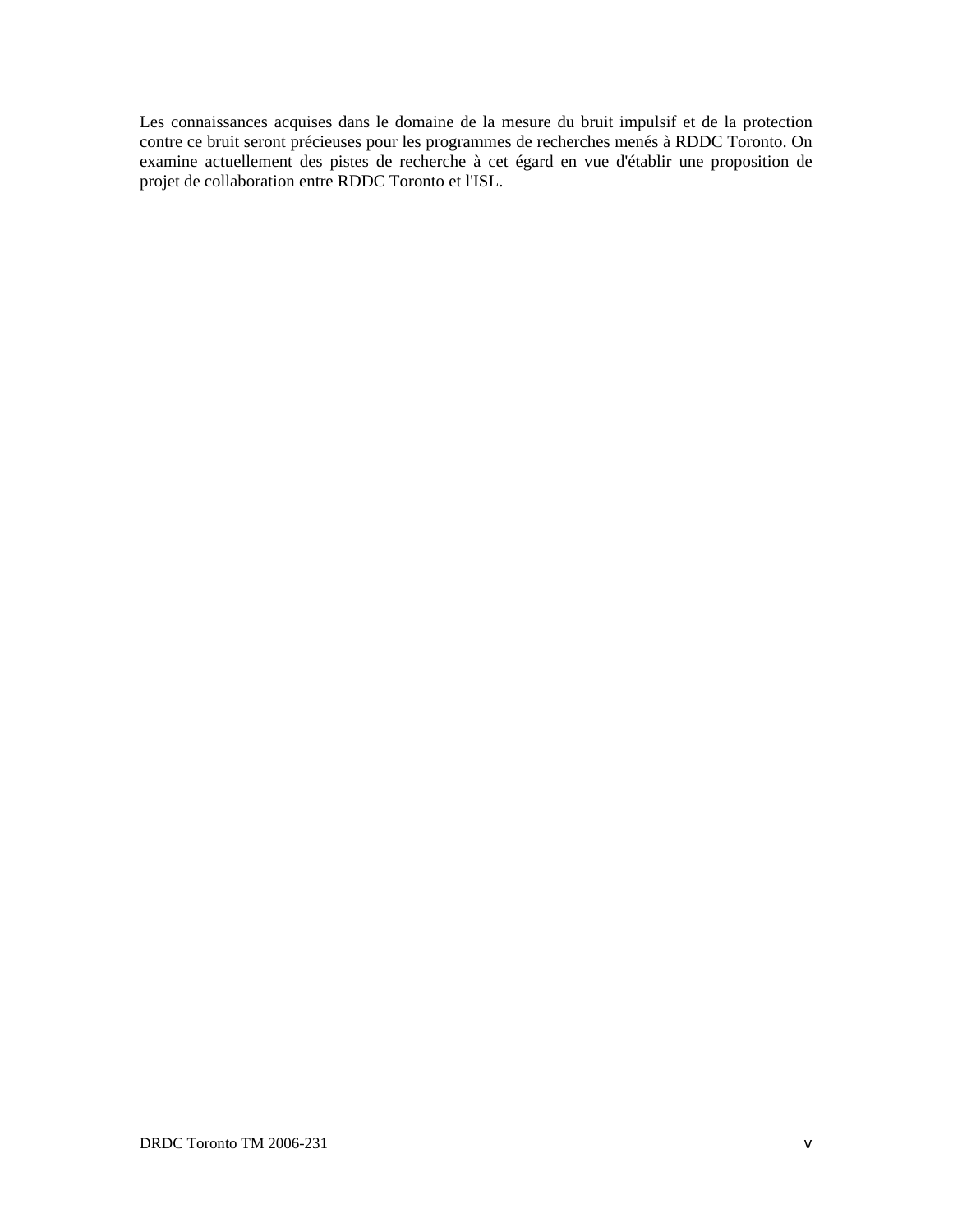Les connaissances acquises dans le domaine de la mesure du bruit impulsif et de la protection contre ce bruit seront précieuses pour les programmes de recherches menés à RDDC Toronto. On examine actuellement des pistes de recherche à cet égard en vue d'établir une proposition de projet de collaboration entre RDDC Toronto et l'ISL.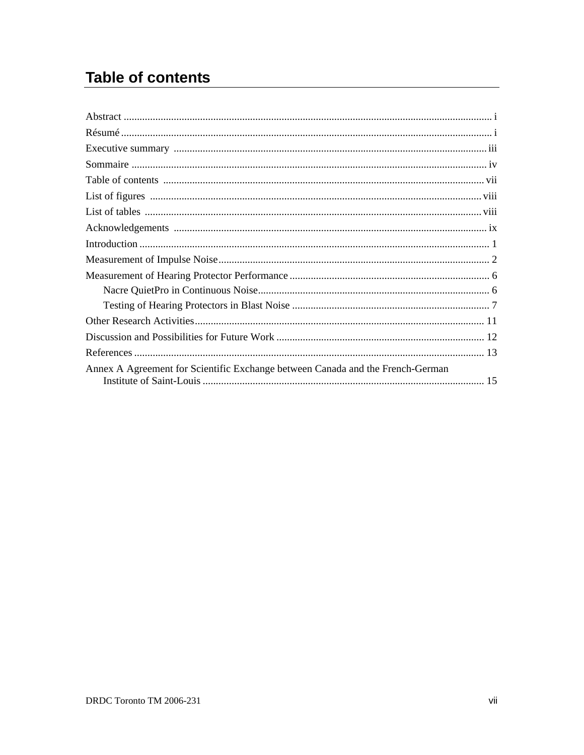# Table of contents

Abstract ........................................................................................................................................ i
Résumé ........................................................................................................................................ i
Executive summary ...................................................................................................................... iii
Sommaire ...................................................................................................................................... iv
Table of contents .......................................................................................................................... vii
List of figures ............................................................................................................................... viii
List of tables ................................................................................................................................. viii
Acknowledgements ...................................................................................................................... ix
Introduction ................................................................................................................................... 1
Measurement of Impulse Noise ..................................................................................................... 2
Measurement of Hearing Protector Performance ........................................................................... 6
    Nacre QuietPro in Continuous Noise ........................................................................................ 6
    Testing of Hearing Protectors in Blast Noise ............................................................................ 7
Other Research Activities ............................................................................................................. 11
Discussion and Possibilities for Future Work ............................................................................... 12
References .................................................................................................................................... 13
Annex A Agreement for Scientific Exchange between Canada and the French-German Institute of Saint-Louis ........................................................................................................... 15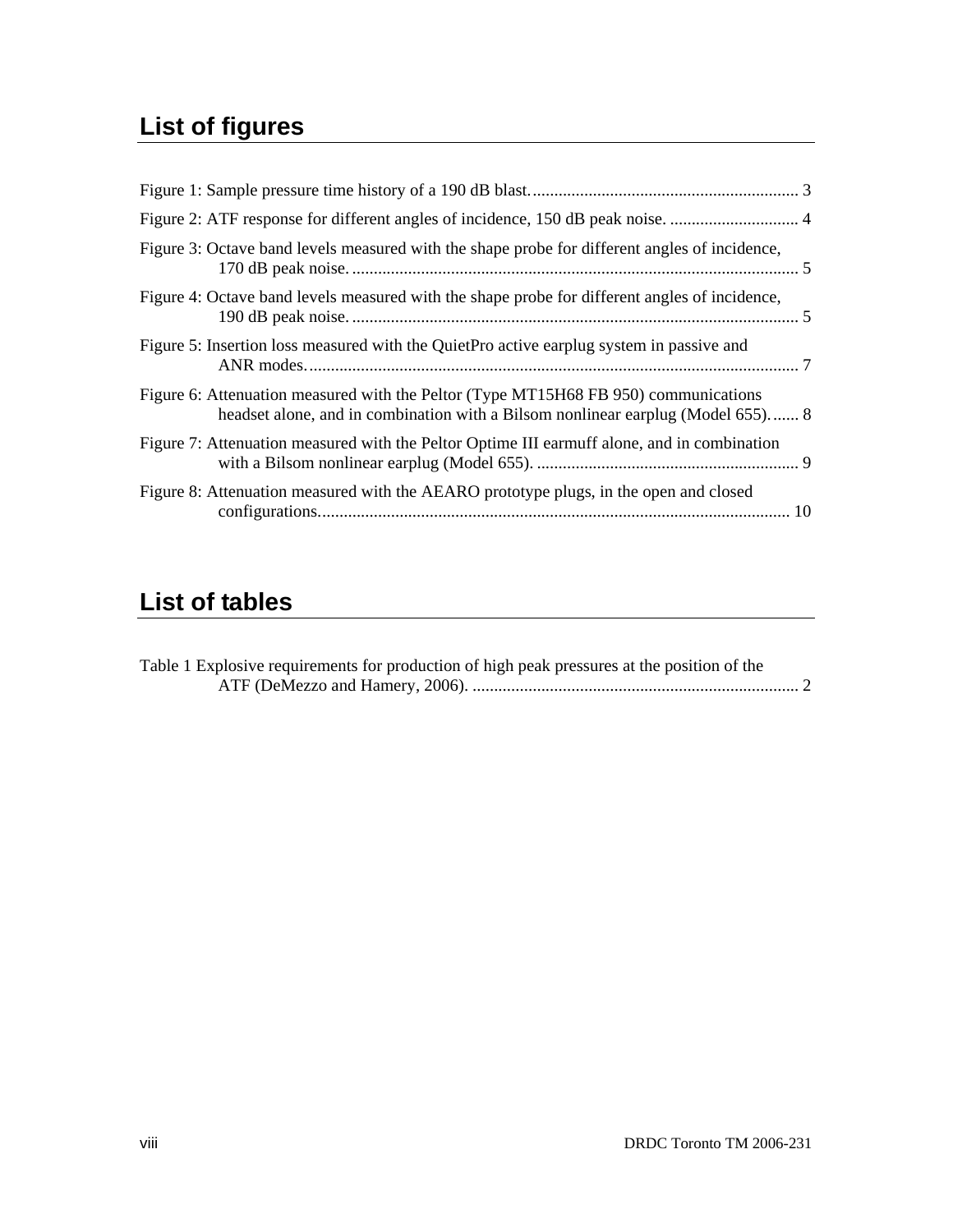## List of figures

Figure 1: Sample pressure time history of a 190 dB blast. .............................................................. 3

Figure 2: ATF response for different angles of incidence, 150 dB peak noise. .............................. 4

Figure 3: Octave band levels measured with the shape probe for different angles of incidence, 170 dB peak noise. ........................................................................................................ 5

Figure 4: Octave band levels measured with the shape probe for different angles of incidence, 190 dB peak noise. ........................................................................................................ 5

Figure 5: Insertion loss measured with the QuietPro active earplug system in passive and ANR modes. ................................................................................................................. 7

Figure 6: Attenuation measured with the Peltor (Type MT15H68 FB 950) communications headset alone, and in combination with a Bilsom nonlinear earplug (Model 655). ...... 8

Figure 7: Attenuation measured with the Peltor Optime III earmuff alone, and in combination with a Bilsom nonlinear earplug (Model 655). ............................................................. 9

Figure 8: Attenuation measured with the AEARO prototype plugs, in the open and closed configurations. ............................................................................................................. 10

## List of tables

Table 1 Explosive requirements for production of high peak pressures at the position of the ATF (DeMezzo and Hamery, 2006). ............................................................................ 2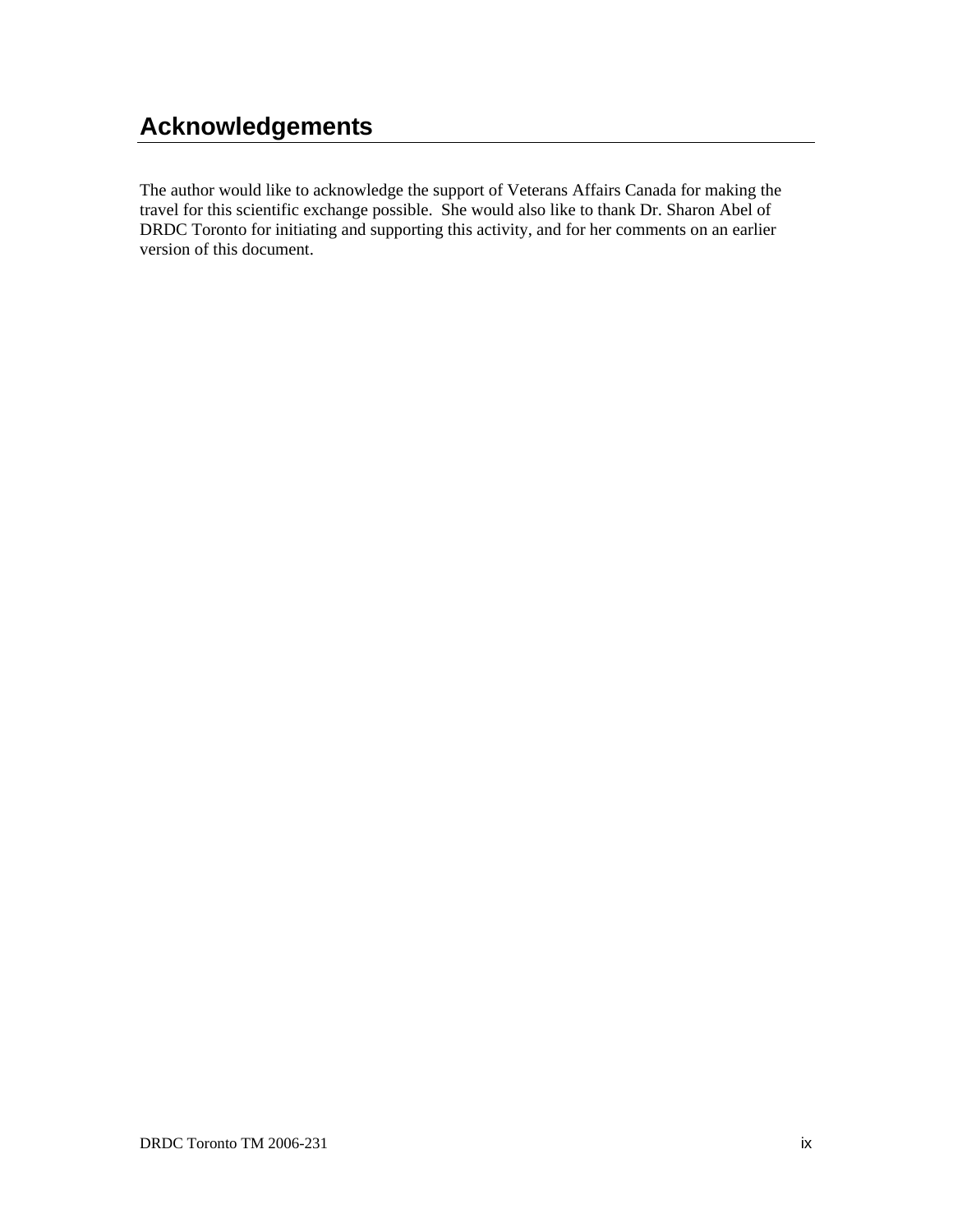# Acknowledgements

The author would like to acknowledge the support of Veterans Affairs Canada for making the travel for this scientific exchange possible. She would also like to thank Dr. Sharon Abel of DRDC Toronto for initiating and supporting this activity, and for her comments on an earlier version of this document.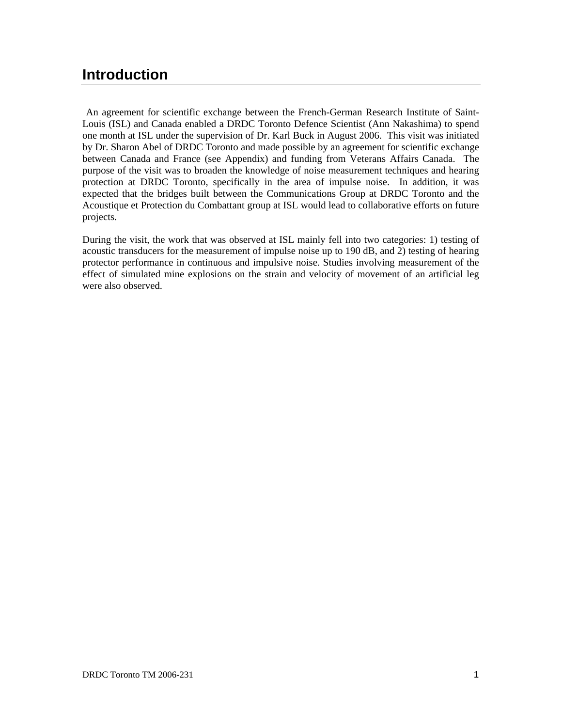# Introduction

An agreement for scientific exchange between the French-German Research Institute of Saint-Louis (ISL) and Canada enabled a DRDC Toronto Defence Scientist (Ann Nakashima) to spend one month at ISL under the supervision of Dr. Karl Buck in August 2006. This visit was initiated by Dr. Sharon Abel of DRDC Toronto and made possible by an agreement for scientific exchange between Canada and France (see Appendix) and funding from Veterans Affairs Canada. The purpose of the visit was to broaden the knowledge of noise measurement techniques and hearing protection at DRDC Toronto, specifically in the area of impulse noise. In addition, it was expected that the bridges built between the Communications Group at DRDC Toronto and the Acoustique et Protection du Combattant group at ISL would lead to collaborative efforts on future projects.

During the visit, the work that was observed at ISL mainly fell into two categories: 1) testing of acoustic transducers for the measurement of impulse noise up to 190 dB, and 2) testing of hearing protector performance in continuous and impulsive noise. Studies involving measurement of the effect of simulated mine explosions on the strain and velocity of movement of an artificial leg were also observed.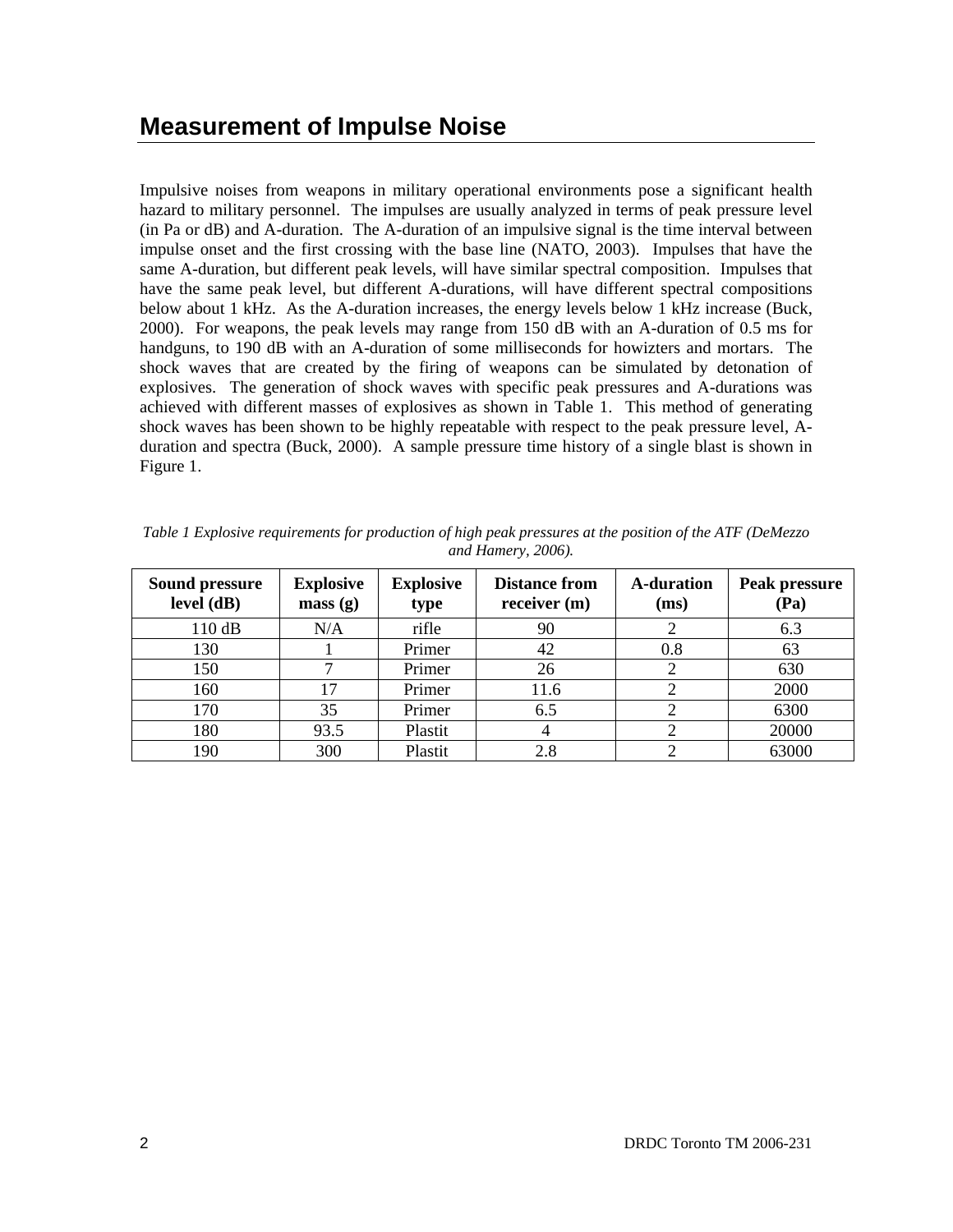# Measurement of Impulse Noise

Impulsive noises from weapons in military operational environments pose a significant health hazard to military personnel. The impulses are usually analyzed in terms of peak pressure level (in Pa or dB) and A-duration. The A-duration of an impulsive signal is the time interval between impulse onset and the first crossing with the base line (NATO, 2003). Impulses that have the same A-duration, but different peak levels, will have similar spectral composition. Impulses that have the same peak level, but different A-durations, will have different spectral compositions below about 1 kHz. As the A-duration increases, the energy levels below 1 kHz increase (Buck, 2000). For weapons, the peak levels may range from 150 dB with an A-duration of 0.5 ms for handguns, to 190 dB with an A-duration of some milliseconds for howizters and mortars. The shock waves that are created by the firing of weapons can be simulated by detonation of explosives. The generation of shock waves with specific peak pressures and A-durations was achieved with different masses of explosives as shown in Table 1. This method of generating shock waves has been shown to be highly repeatable with respect to the peak pressure level, A-duration and spectra (Buck, 2000). A sample pressure time history of a single blast is shown in Figure 1.

*Table 1 Explosive requirements for production of high peak pressures at the position of the ATF (DeMezzo and Hamery, 2006).*

| Sound pressure level (dB) | Explosive mass (g) | Explosive type | Distance from receiver (m) | A-duration (ms) | Peak pressure (Pa) |
|---|---|---|---|---|---|
| 110 dB | N/A | rifle | 90 | 2 | 6.3 |
| 130 | 1 | Primer | 42 | 0.8 | 63 |
| 150 | 7 | Primer | 26 | 2 | 630 |
| 160 | 17 | Primer | 11.6 | 2 | 2000 |
| 170 | 35 | Primer | 6.5 | 2 | 6300 |
| 180 | 93.5 | Plastit | 4 | 2 | 20000 |
| 190 | 300 | Plastit | 2.8 | 2 | 63000 |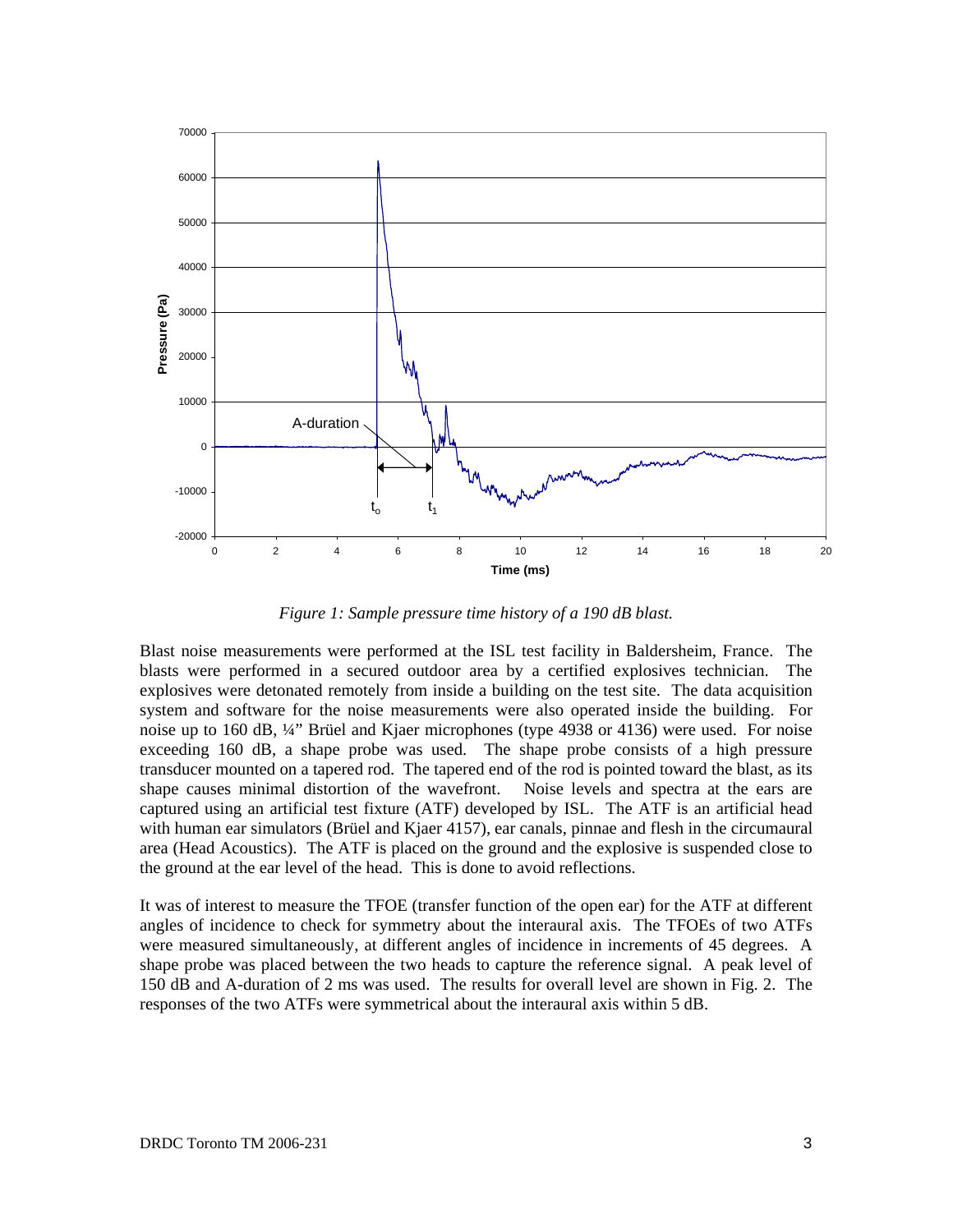*Figure 1: Sample pressure time history of a 190 dB blast.*

Blast noise measurements were performed at the ISL test facility in Baldersheim, France. The blasts were performed in a secured outdoor area by a certified explosives technician. The explosives were detonated remotely from inside a building on the test site. The data acquisition system and software for the noise measurements were also operated inside the building. For noise up to 160 dB, ¼" Brüel and Kjaer microphones (type 4938 or 4136) were used. For noise exceeding 160 dB, a shape probe was used. The shape probe consists of a high pressure transducer mounted on a tapered rod. The tapered end of the rod is pointed toward the blast, as its shape causes minimal distortion of the wavefront. Noise levels and spectra at the ears are captured using an artificial test fixture (ATF) developed by ISL. The ATF is an artificial head with human ear simulators (Brüel and Kjaer 4157), ear canals, pinnae and flesh in the circumaural area (Head Acoustics). The ATF is placed on the ground and the explosive is suspended close to the ground at the ear level of the head. This is done to avoid reflections.

It was of interest to measure the TFOE (transfer function of the open ear) for the ATF at different angles of incidence to check for symmetry about the interaural axis. The TFOEs of two ATFs were measured simultaneously, at different angles of incidence in increments of 45 degrees. A shape probe was placed between the two heads to capture the reference signal. A peak level of 150 dB and A-duration of 2 ms was used. The results for overall level are shown in Fig. 2. The responses of the two ATFs were symmetrical about the interaural axis within 5 dB.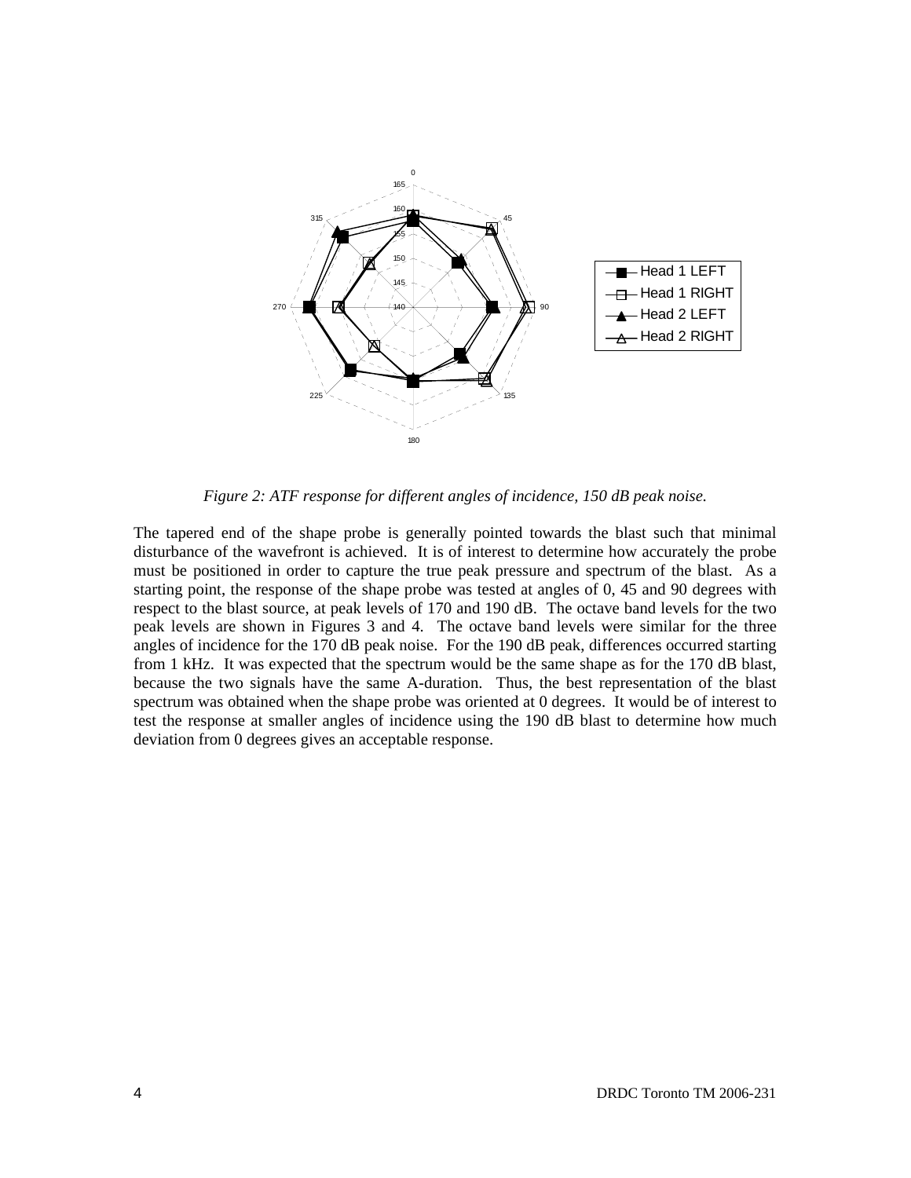*Figure 2: ATF response for different angles of incidence, 150 dB peak noise.*

The tapered end of the shape probe is generally pointed towards the blast such that minimal disturbance of the wavefront is achieved. It is of interest to determine how accurately the probe must be positioned in order to capture the true peak pressure and spectrum of the blast. As a starting point, the response of the shape probe was tested at angles of 0, 45 and 90 degrees with respect to the blast source, at peak levels of 170 and 190 dB. The octave band levels for the two peak levels are shown in Figures 3 and 4. The octave band levels were similar for the three angles of incidence for the 170 dB peak noise. For the 190 dB peak, differences occurred starting from 1 kHz. It was expected that the spectrum would be the same shape as for the 170 dB blast, because the two signals have the same A-duration. Thus, the best representation of the blast spectrum was obtained when the shape probe was oriented at 0 degrees. It would be of interest to test the response at smaller angles of incidence using the 190 dB blast to determine how much deviation from 0 degrees gives an acceptable response.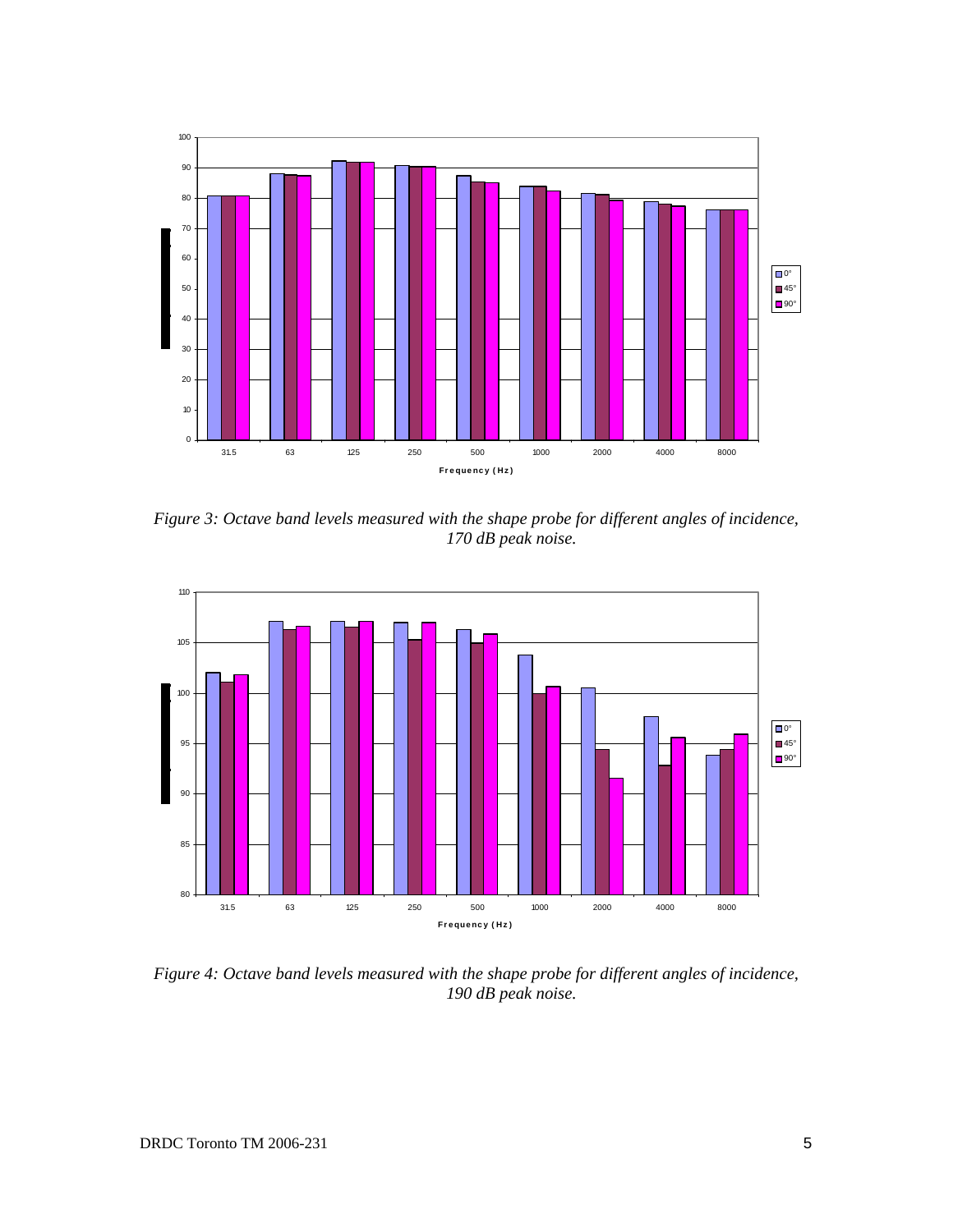*Figure 3: Octave band levels measured with the shape probe for different angles of incidence, 170 dB peak noise.*

*Figure 4: Octave band levels measured with the shape probe for different angles of incidence, 190 dB peak noise.*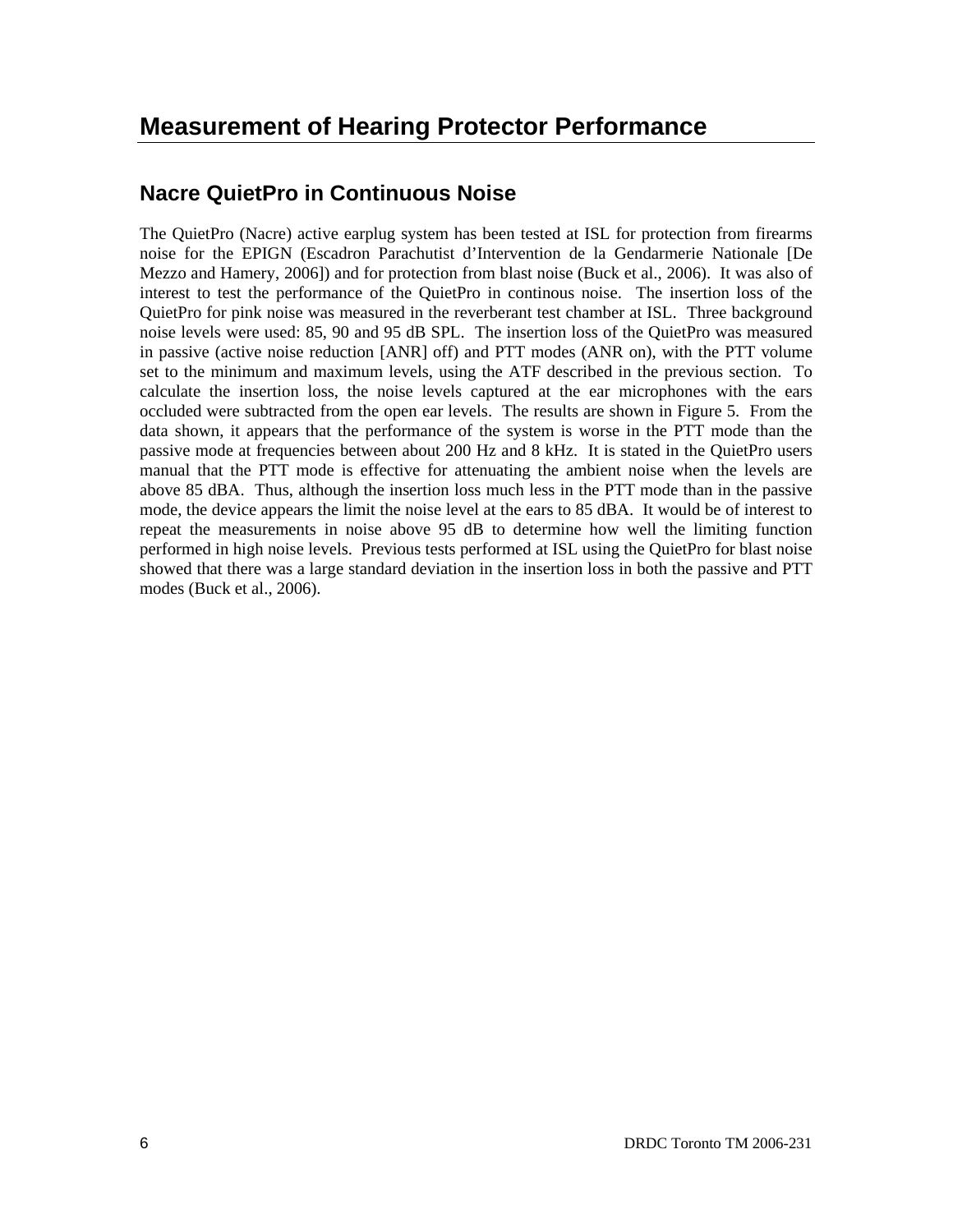# Measurement of Hearing Protector Performance

## Nacre QuietPro in Continuous Noise

The QuietPro (Nacre) active earplug system has been tested at ISL for protection from firearms noise for the EPIGN (Escadron Parachutist d'Intervention de la Gendarmerie Nationale [De Mezzo and Hamery, 2006]) and for protection from blast noise (Buck et al., 2006). It was also of interest to test the performance of the QuietPro in continous noise. The insertion loss of the QuietPro for pink noise was measured in the reverberant test chamber at ISL. Three background noise levels were used: 85, 90 and 95 dB SPL. The insertion loss of the QuietPro was measured in passive (active noise reduction [ANR] off) and PTT modes (ANR on), with the PTT volume set to the minimum and maximum levels, using the ATF described in the previous section. To calculate the insertion loss, the noise levels captured at the ear microphones with the ears occluded were subtracted from the open ear levels. The results are shown in Figure 5. From the data shown, it appears that the performance of the system is worse in the PTT mode than the passive mode at frequencies between about 200 Hz and 8 kHz. It is stated in the QuietPro users manual that the PTT mode is effective for attenuating the ambient noise when the levels are above 85 dBA. Thus, although the insertion loss much less in the PTT mode than in the passive mode, the device appears the limit the noise level at the ears to 85 dBA. It would be of interest to repeat the measurements in noise above 95 dB to determine how well the limiting function performed in high noise levels. Previous tests performed at ISL using the QuietPro for blast noise showed that there was a large standard deviation in the insertion loss in both the passive and PTT modes (Buck et al., 2006).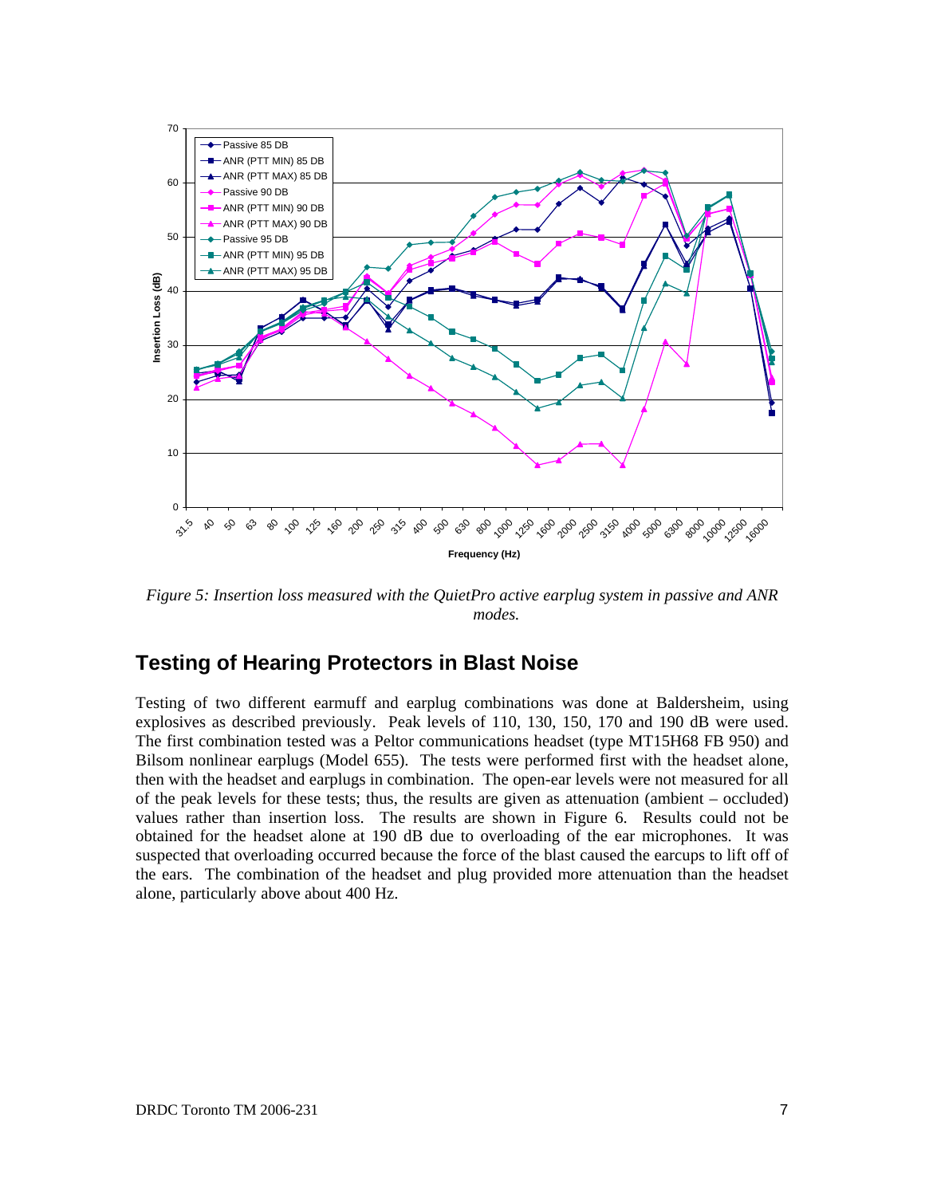*Figure 5: Insertion loss measured with the QuietPro active earplug system in passive and ANR modes.*

## Testing of Hearing Protectors in Blast Noise

Testing of two different earmuff and earplug combinations was done at Baldersheim, using explosives as described previously. Peak levels of 110, 130, 150, 170 and 190 dB were used. The first combination tested was a Peltor communications headset (type MT15H68 FB 950) and Bilsom nonlinear earplugs (Model 655). The tests were performed first with the headset alone, then with the headset and earplugs in combination. The open-ear levels were not measured for all of the peak levels for these tests; thus, the results are given as attenuation (ambient – occluded) values rather than insertion loss. The results are shown in Figure 6. Results could not be obtained for the headset alone at 190 dB due to overloading of the ear microphones. It was suspected that overloading occurred because the force of the blast caused the earcups to lift off of the ears. The combination of the headset and plug provided more attenuation than the headset alone, particularly above about 400 Hz.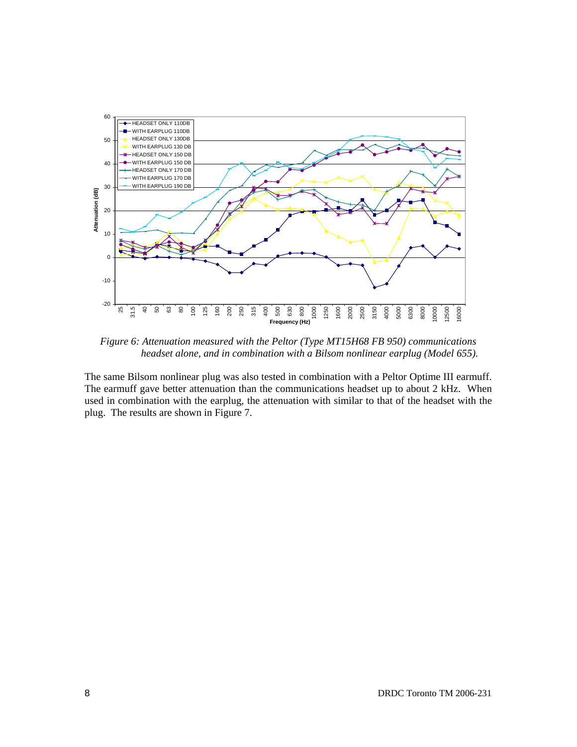*Figure 6: Attenuation measured with the Peltor (Type MT15H68 FB 950) communications headset alone, and in combination with a Bilsom nonlinear earplug (Model 655).*

The same Bilsom nonlinear plug was also tested in combination with a Peltor Optime III earmuff. The earmuff gave better attenuation than the communications headset up to about 2 kHz. When used in combination with the earplug, the attenuation with similar to that of the headset with the plug. The results are shown in Figure 7.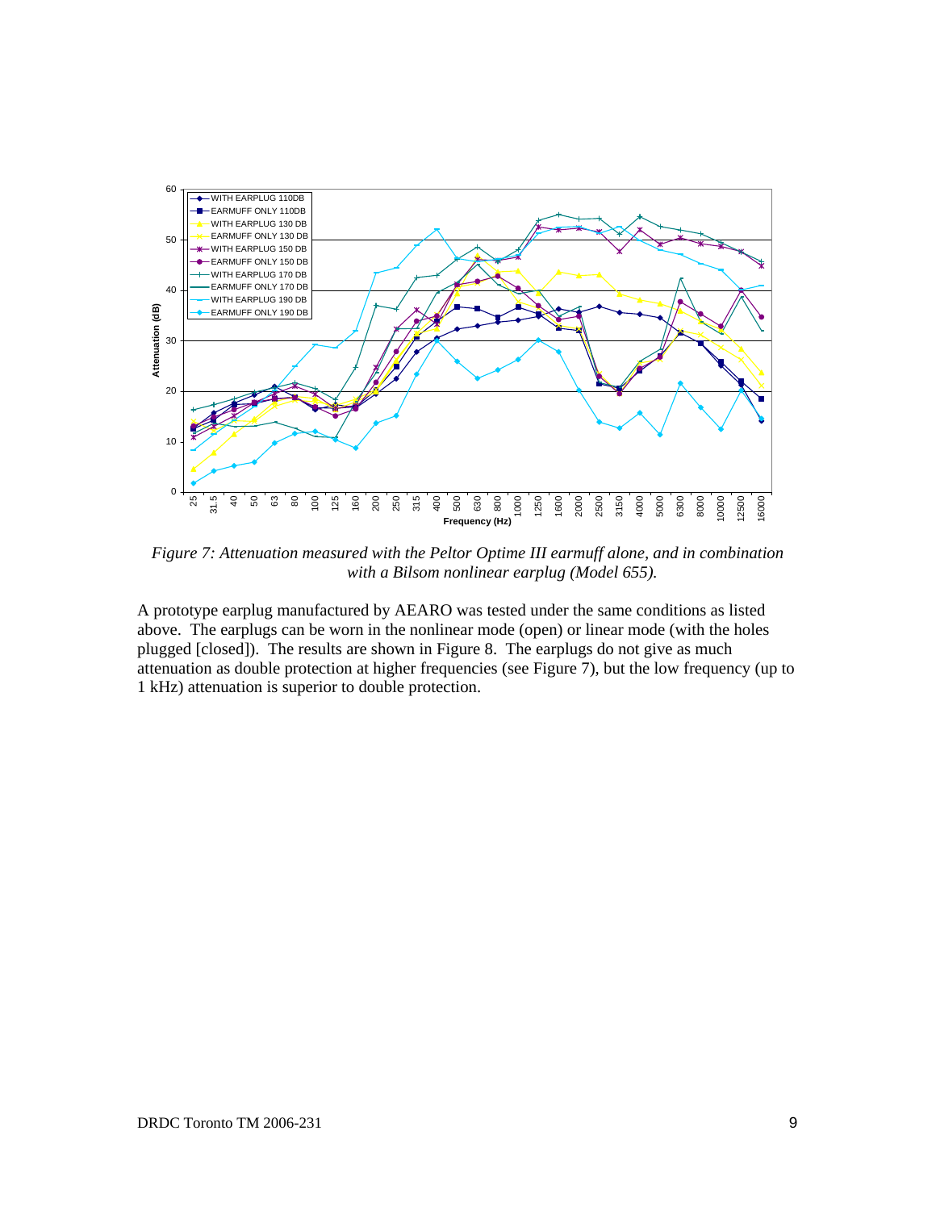*Figure 7: Attenuation measured with the Peltor Optime III earmuff alone, and in combination with a Bilsom nonlinear earplug (Model 655).*

A prototype earplug manufactured by AEARO was tested under the same conditions as listed above. The earplugs can be worn in the nonlinear mode (open) or linear mode (with the holes plugged [closed]). The results are shown in Figure 8. The earplugs do not give as much attenuation as double protection at higher frequencies (see Figure 7), but the low frequency (up to 1 kHz) attenuation is superior to double protection.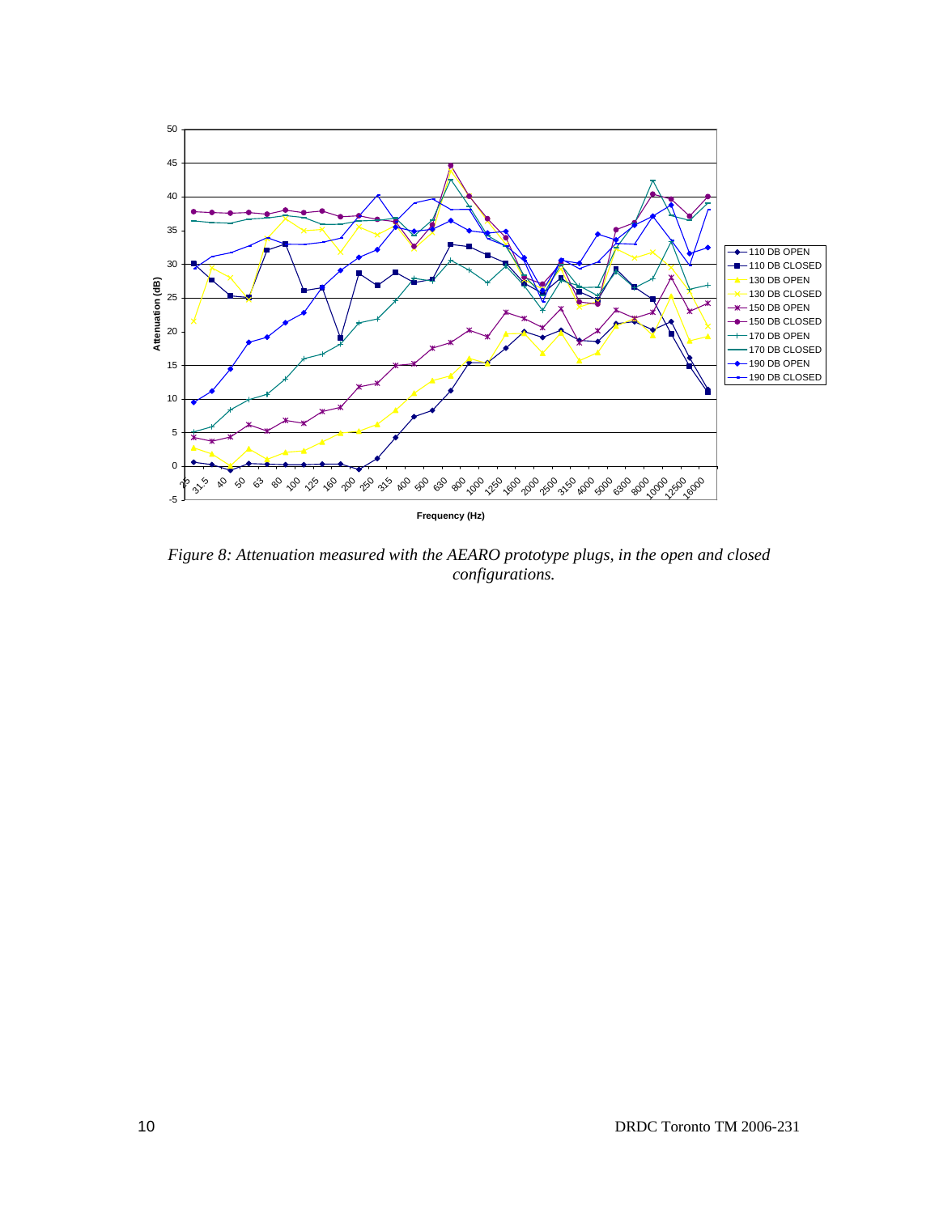*Figure 8: Attenuation measured with the AEARO prototype plugs, in the open and closed configurations.*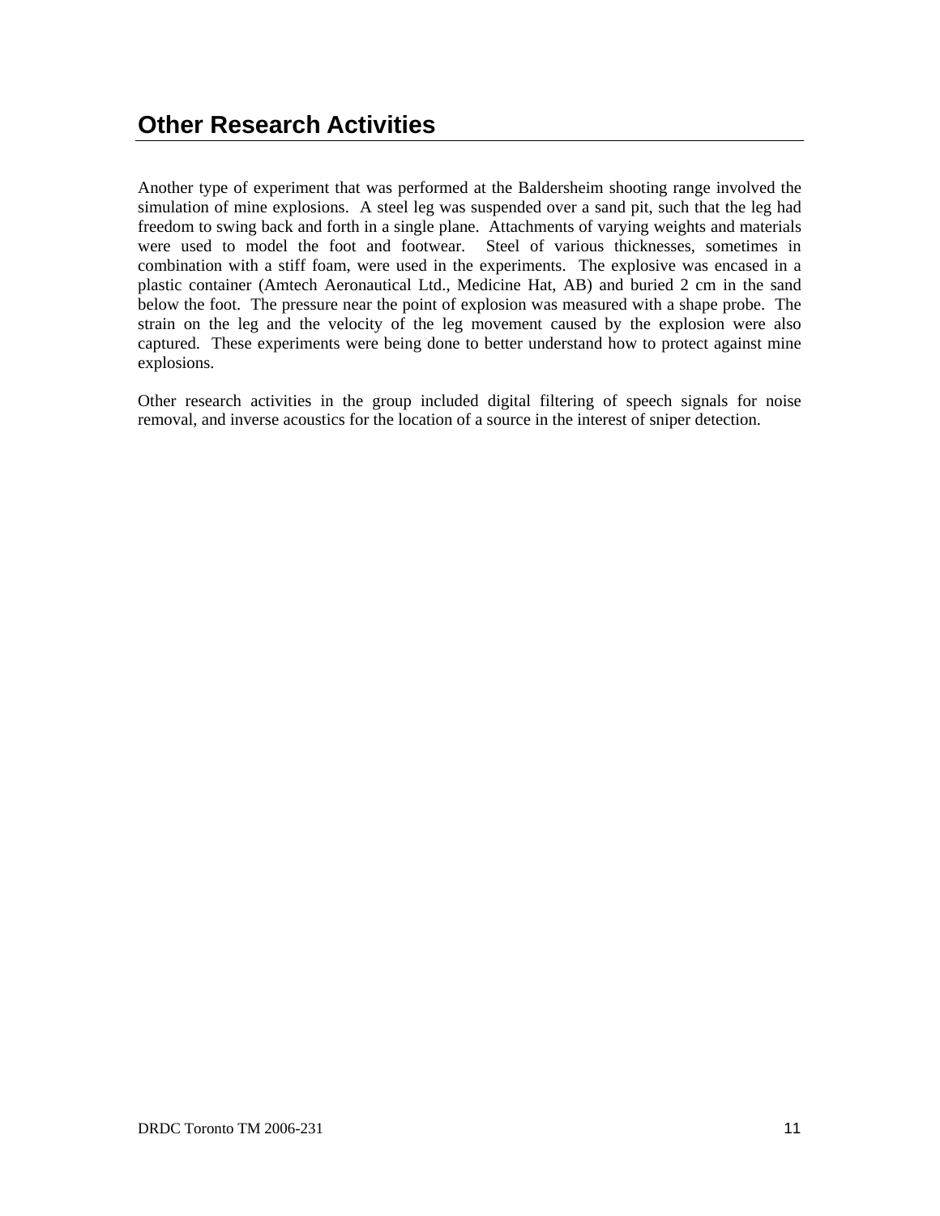# Other Research Activities

Another type of experiment that was performed at the Baldersheim shooting range involved the simulation of mine explosions. A steel leg was suspended over a sand pit, such that the leg had freedom to swing back and forth in a single plane. Attachments of varying weights and materials were used to model the foot and footwear. Steel of various thicknesses, sometimes in combination with a stiff foam, were used in the experiments. The explosive was encased in a plastic container (Amtech Aeronautical Ltd., Medicine Hat, AB) and buried 2 cm in the sand below the foot. The pressure near the point of explosion was measured with a shape probe. The strain on the leg and the velocity of the leg movement caused by the explosion were also captured. These experiments were being done to better understand how to protect against mine explosions.

Other research activities in the group included digital filtering of speech signals for noise removal, and inverse acoustics for the location of a source in the interest of sniper detection.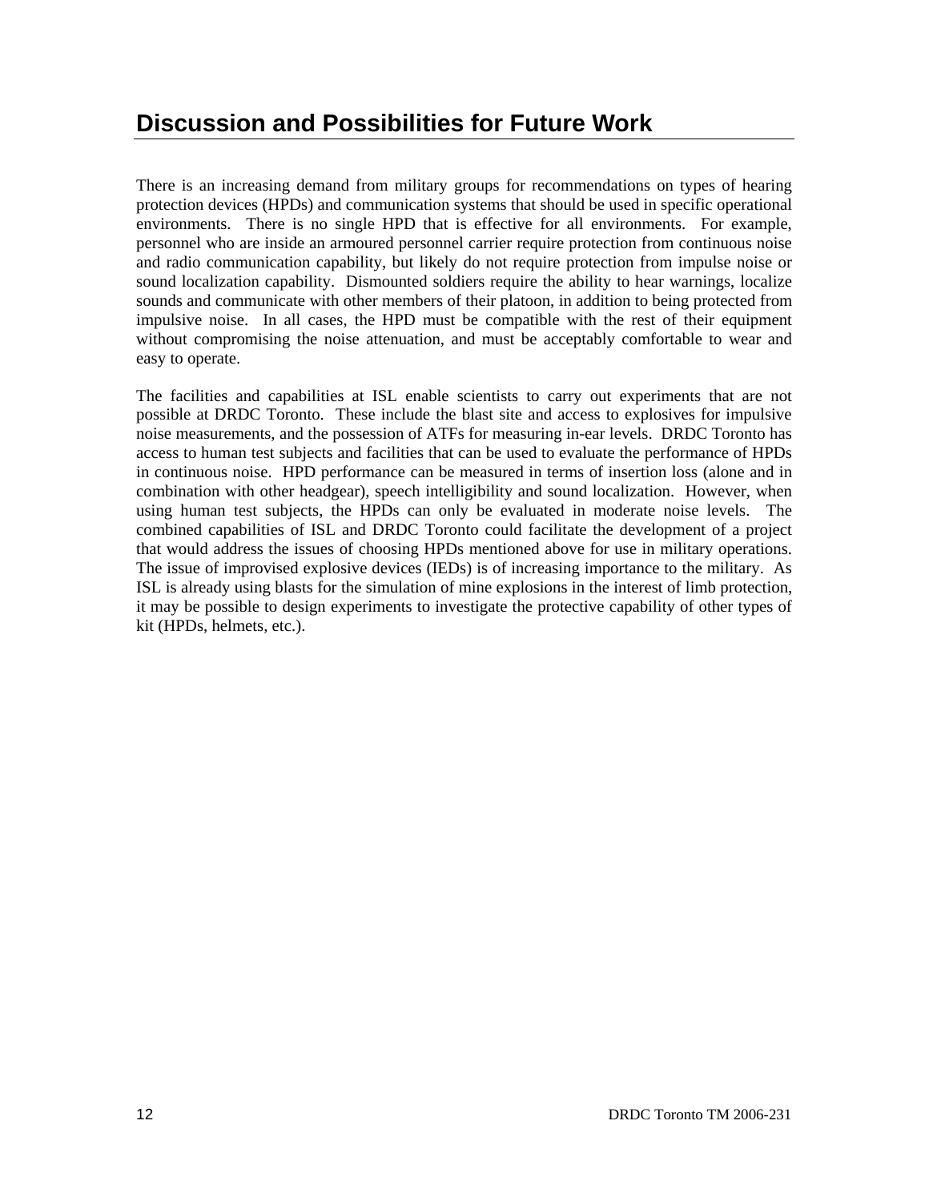# Discussion and Possibilities for Future Work

There is an increasing demand from military groups for recommendations on types of hearing protection devices (HPDs) and communication systems that should be used in specific operational environments. There is no single HPD that is effective for all environments. For example, personnel who are inside an armoured personnel carrier require protection from continuous noise and radio communication capability, but likely do not require protection from impulse noise or sound localization capability. Dismounted soldiers require the ability to hear warnings, localize sounds and communicate with other members of their platoon, in addition to being protected from impulsive noise. In all cases, the HPD must be compatible with the rest of their equipment without compromising the noise attenuation, and must be acceptably comfortable to wear and easy to operate.

The facilities and capabilities at ISL enable scientists to carry out experiments that are not possible at DRDC Toronto. These include the blast site and access to explosives for impulsive noise measurements, and the possession of ATFs for measuring in-ear levels. DRDC Toronto has access to human test subjects and facilities that can be used to evaluate the performance of HPDs in continuous noise. HPD performance can be measured in terms of insertion loss (alone and in combination with other headgear), speech intelligibility and sound localization. However, when using human test subjects, the HPDs can only be evaluated in moderate noise levels. The combined capabilities of ISL and DRDC Toronto could facilitate the development of a project that would address the issues of choosing HPDs mentioned above for use in military operations. The issue of improvised explosive devices (IEDs) is of increasing importance to the military. As ISL is already using blasts for the simulation of mine explosions in the interest of limb protection, it may be possible to design experiments to investigate the protective capability of other types of kit (HPDs, helmets, etc.).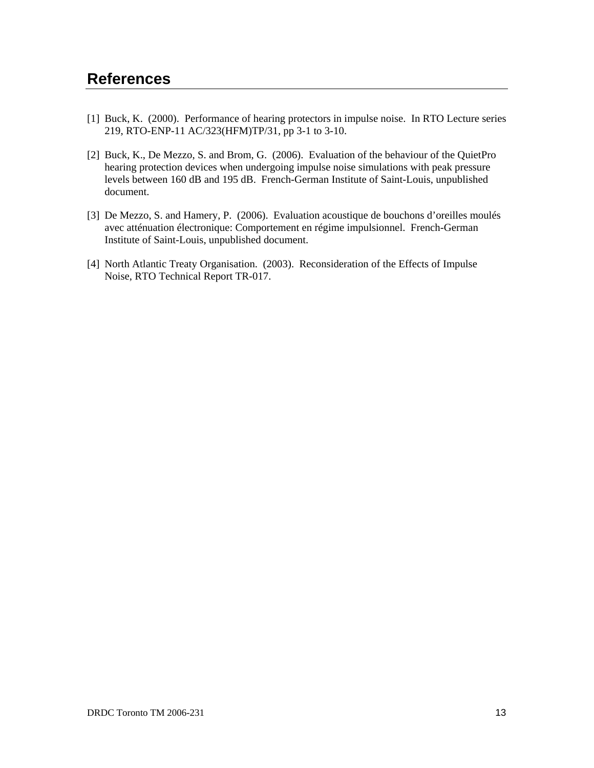# References

[1] Buck, K. (2000). Performance of hearing protectors in impulse noise. In RTO Lecture series 219, RTO-ENP-11 AC/323(HFM)TP/31, pp 3-1 to 3-10.

[2] Buck, K., De Mezzo, S. and Brom, G. (2006). Evaluation of the behaviour of the QuietPro hearing protection devices when undergoing impulse noise simulations with peak pressure levels between 160 dB and 195 dB. French-German Institute of Saint-Louis, unpublished document.

[3] De Mezzo, S. and Hamery, P. (2006). Evaluation acoustique de bouchons d'oreilles moulés avec atténuation électronique: Comportement en régime impulsionnel. French-German Institute of Saint-Louis, unpublished document.

[4] North Atlantic Treaty Organisation. (2003). Reconsideration of the Effects of Impulse Noise, RTO Technical Report TR-017.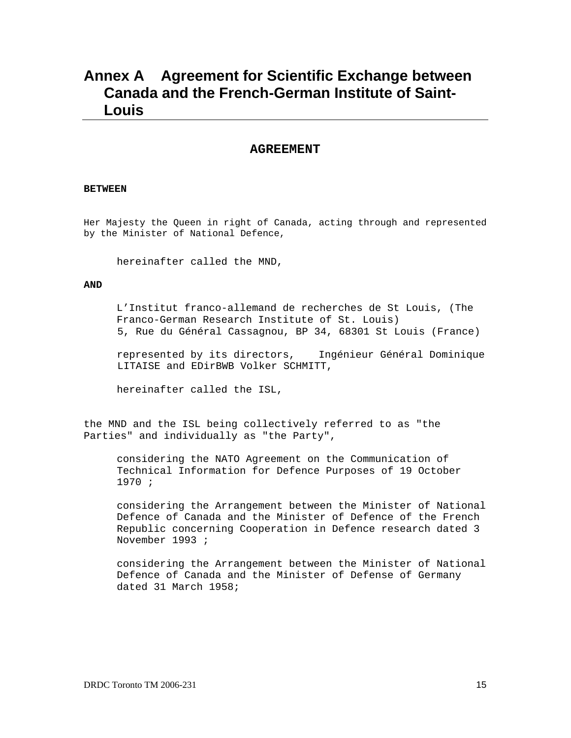# Annex A Agreement for Scientific Exchange between Canada and the French-German Institute of Saint-Louis

## AGREEMENT

**BETWEEN**

Her Majesty the Queen in right of Canada, acting through and represented by the Minister of National Defence,

hereinafter called the MND,

**AND**

L'Institut franco-allemand de recherches de St Louis, (The Franco-German Research Institute of St. Louis)
5, Rue du Général Cassagnou, BP 34, 68301 St Louis (France)

represented by its directors, Ingénieur Général Dominique LITAISE and EDirBWB Volker SCHMITT,

hereinafter called the ISL,

the MND and the ISL being collectively referred to as "the Parties" and individually as "the Party",

considering the NATO Agreement on the Communication of Technical Information for Defence Purposes of 19 October 1970 ;

considering the Arrangement between the Minister of National Defence of Canada and the Minister of Defence of the French Republic concerning Cooperation in Defence research dated 3 November 1993 ;

considering the Arrangement between the Minister of National Defence of Canada and the Minister of Defense of Germany dated 31 March 1958;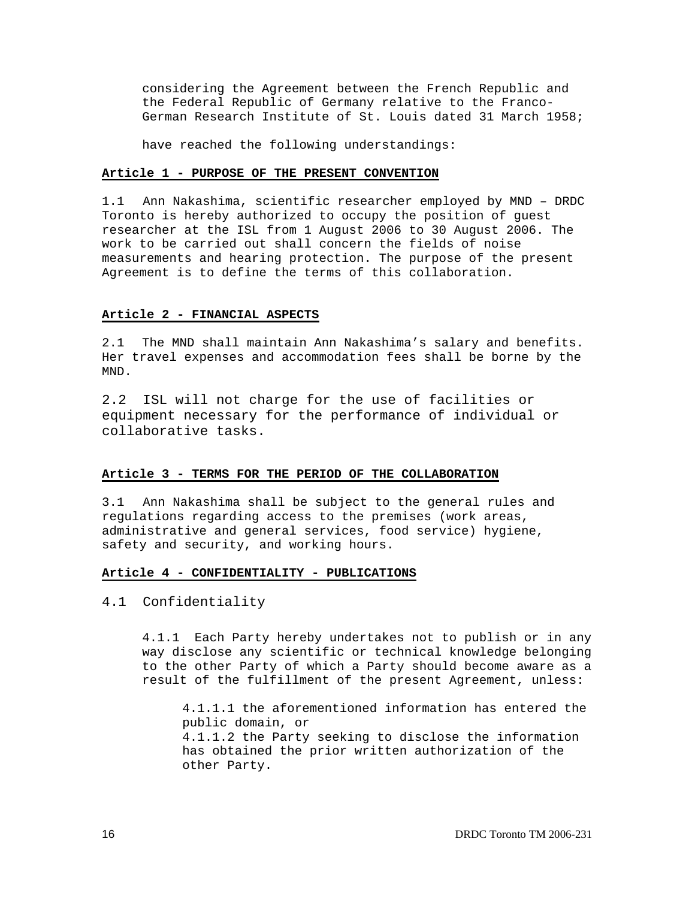considering the Agreement between the French Republic and the Federal Republic of Germany relative to the Franco-German Research Institute of St. Louis dated 31 March 1958;

have reached the following understandings:

**Article 1 - PURPOSE OF THE PRESENT CONVENTION**

1.1 Ann Nakashima, scientific researcher employed by MND – DRDC Toronto is hereby authorized to occupy the position of guest researcher at the ISL from 1 August 2006 to 30 August 2006. The work to be carried out shall concern the fields of noise measurements and hearing protection. The purpose of the present Agreement is to define the terms of this collaboration.

**Article 2 - FINANCIAL ASPECTS**

2.1 The MND shall maintain Ann Nakashima's salary and benefits. Her travel expenses and accommodation fees shall be borne by the MND.

2.2 ISL will not charge for the use of facilities or equipment necessary for the performance of individual or collaborative tasks.

**Article 3 - TERMS FOR THE PERIOD OF THE COLLABORATION**

3.1 Ann Nakashima shall be subject to the general rules and regulations regarding access to the premises (work areas, administrative and general services, food service) hygiene, safety and security, and working hours.

**Article 4 - CONFIDENTIALITY - PUBLICATIONS**

4.1 Confidentiality

4.1.1 Each Party hereby undertakes not to publish or in any way disclose any scientific or technical knowledge belonging to the other Party of which a Party should become aware as a result of the fulfillment of the present Agreement, unless:

4.1.1.1 the aforementioned information has entered the public domain, or
4.1.1.2 the Party seeking to disclose the information has obtained the prior written authorization of the other Party.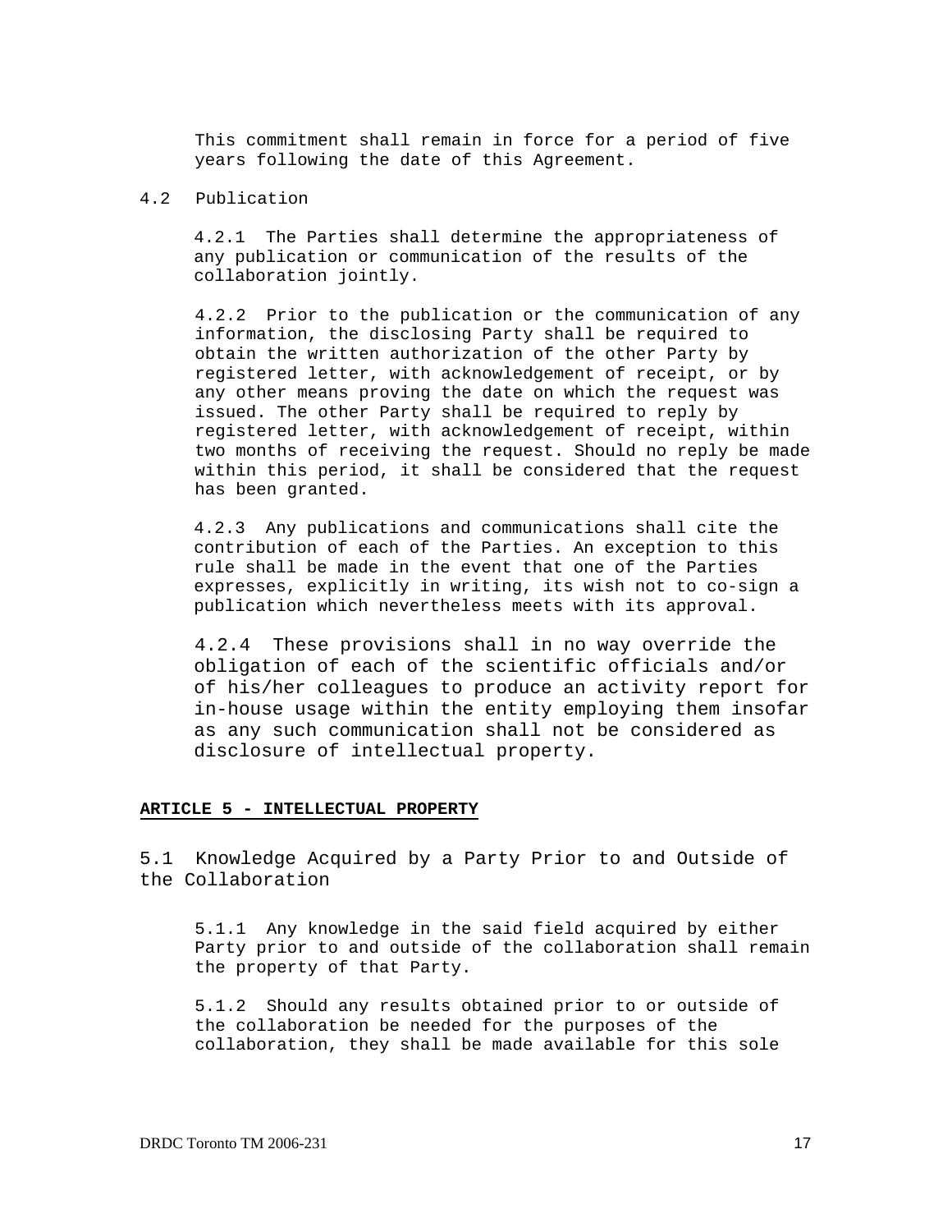This commitment shall remain in force for a period of five years following the date of this Agreement.

4.2 Publication

4.2.1 The Parties shall determine the appropriateness of any publication or communication of the results of the collaboration jointly.

4.2.2 Prior to the publication or the communication of any information, the disclosing Party shall be required to obtain the written authorization of the other Party by registered letter, with acknowledgement of receipt, or by any other means proving the date on which the request was issued. The other Party shall be required to reply by registered letter, with acknowledgement of receipt, within two months of receiving the request. Should no reply be made within this period, it shall be considered that the request has been granted.

4.2.3 Any publications and communications shall cite the contribution of each of the Parties. An exception to this rule shall be made in the event that one of the Parties expresses, explicitly in writing, its wish not to co-sign a publication which nevertheless meets with its approval.

4.2.4 These provisions shall in no way override the obligation of each of the scientific officials and/or of his/her colleagues to produce an activity report for in-house usage within the entity employing them insofar as any such communication shall not be considered as disclosure of intellectual property.

## ARTICLE 5 - INTELLECTUAL PROPERTY

5.1 Knowledge Acquired by a Party Prior to and Outside of the Collaboration

5.1.1 Any knowledge in the said field acquired by either Party prior to and outside of the collaboration shall remain the property of that Party.

5.1.2 Should any results obtained prior to or outside of the collaboration be needed for the purposes of the collaboration, they shall be made available for this sole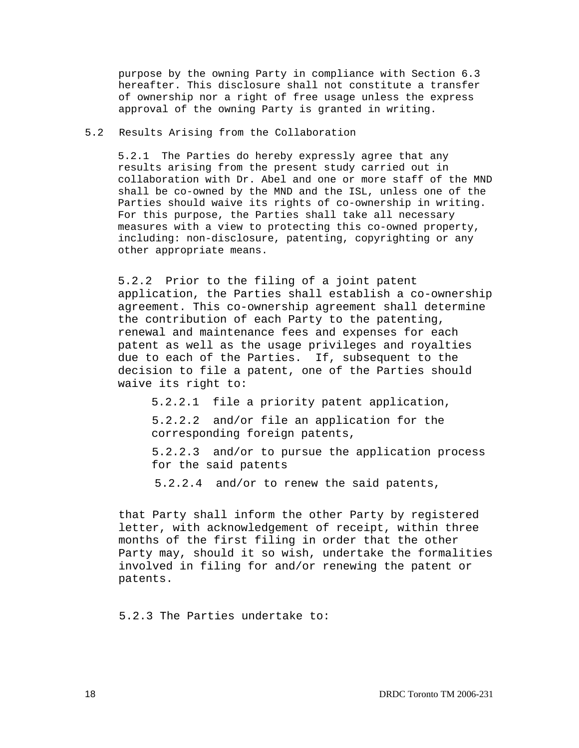purpose by the owning Party in compliance with Section 6.3 hereafter. This disclosure shall not constitute a transfer of ownership nor a right of free usage unless the express approval of the owning Party is granted in writing.

5.2 Results Arising from the Collaboration

5.2.1 The Parties do hereby expressly agree that any results arising from the present study carried out in collaboration with Dr. Abel and one or more staff of the MND shall be co-owned by the MND and the ISL, unless one of the Parties should waive its rights of co-ownership in writing. For this purpose, the Parties shall take all necessary measures with a view to protecting this co-owned property, including: non-disclosure, patenting, copyrighting or any other appropriate means.

5.2.2 Prior to the filing of a joint patent application, the Parties shall establish a co-ownership agreement. This co-ownership agreement shall determine the contribution of each Party to the patenting, renewal and maintenance fees and expenses for each patent as well as the usage privileges and royalties due to each of the Parties. If, subsequent to the decision to file a patent, one of the Parties should waive its right to:

5.2.2.1 file a priority patent application,

5.2.2.2 and/or file an application for the corresponding foreign patents,

5.2.2.3 and/or to pursue the application process for the said patents

5.2.2.4 and/or to renew the said patents,

that Party shall inform the other Party by registered letter, with acknowledgement of receipt, within three months of the first filing in order that the other Party may, should it so wish, undertake the formalities involved in filing for and/or renewing the patent or patents.

5.2.3 The Parties undertake to: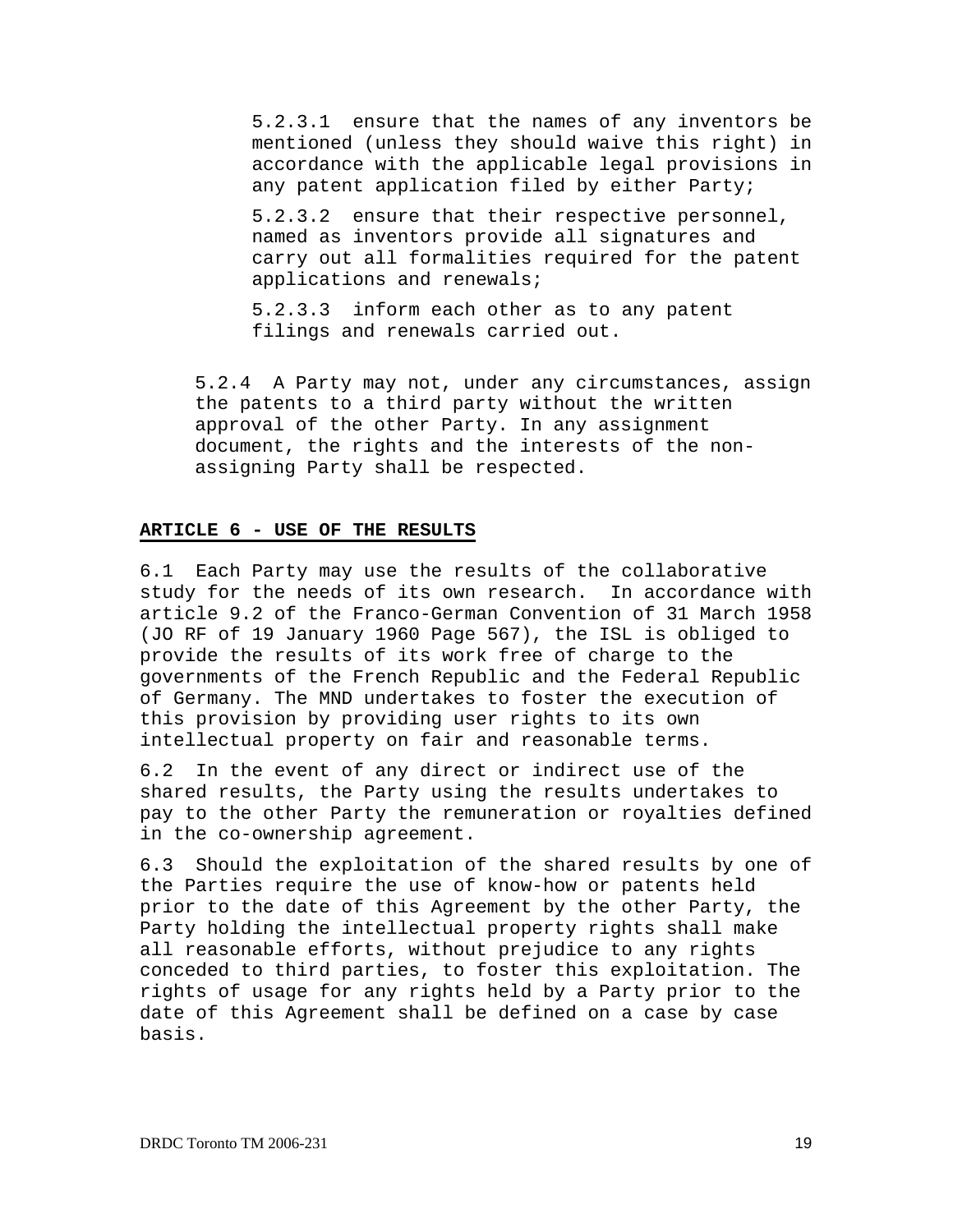5.2.3.1 ensure that the names of any inventors be mentioned (unless they should waive this right) in accordance with the applicable legal provisions in any patent application filed by either Party;

5.2.3.2 ensure that their respective personnel, named as inventors provide all signatures and carry out all formalities required for the patent applications and renewals;

5.2.3.3 inform each other as to any patent filings and renewals carried out.

5.2.4 A Party may not, under any circumstances, assign the patents to a third party without the written approval of the other Party. In any assignment document, the rights and the interests of the non-assigning Party shall be respected.

## ARTICLE 6 - USE OF THE RESULTS

6.1 Each Party may use the results of the collaborative study for the needs of its own research. In accordance with article 9.2 of the Franco-German Convention of 31 March 1958 (JO RF of 19 January 1960 Page 567), the ISL is obliged to provide the results of its work free of charge to the governments of the French Republic and the Federal Republic of Germany. The MND undertakes to foster the execution of this provision by providing user rights to its own intellectual property on fair and reasonable terms.

6.2 In the event of any direct or indirect use of the shared results, the Party using the results undertakes to pay to the other Party the remuneration or royalties defined in the co-ownership agreement.

6.3 Should the exploitation of the shared results by one of the Parties require the use of know-how or patents held prior to the date of this Agreement by the other Party, the Party holding the intellectual property rights shall make all reasonable efforts, without prejudice to any rights conceded to third parties, to foster this exploitation. The rights of usage for any rights held by a Party prior to the date of this Agreement shall be defined on a case by case basis.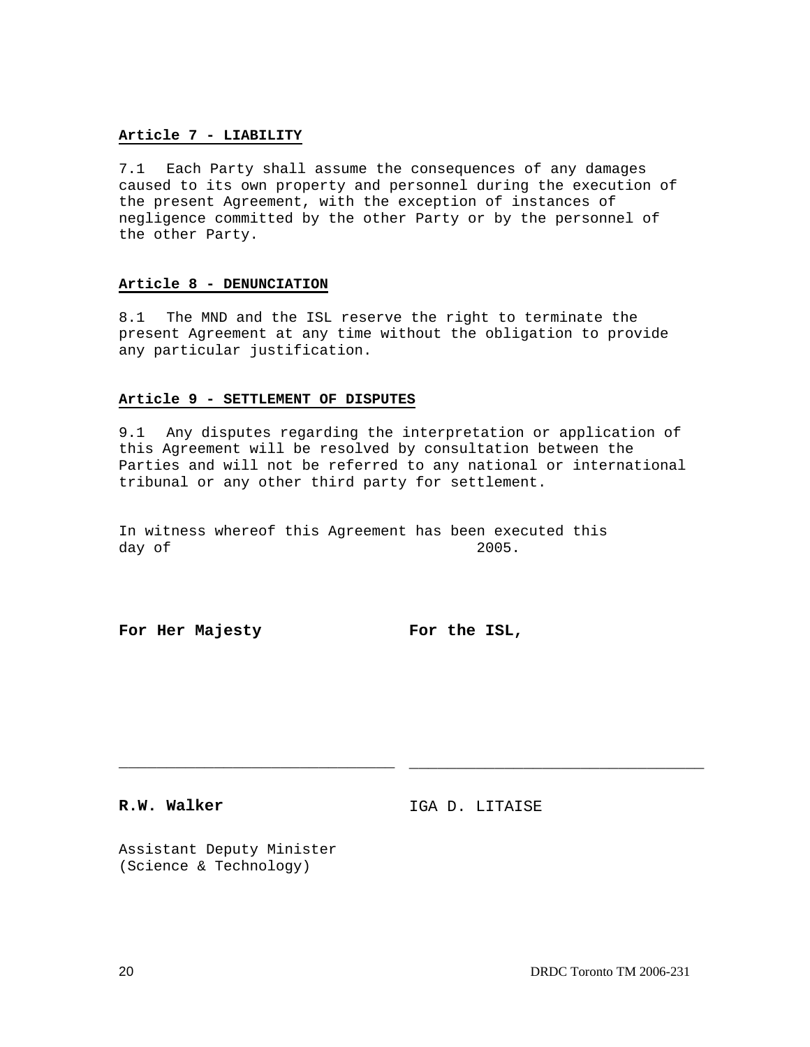**Article 7 - LIABILITY**

7.1 Each Party shall assume the consequences of any damages caused to its own property and personnel during the execution of the present Agreement, with the exception of instances of negligence committed by the other Party or by the personnel of the other Party.

**Article 8 - DENUNCIATION**

8.1 The MND and the ISL reserve the right to terminate the present Agreement at any time without the obligation to provide any particular justification.

**Article 9 - SETTLEMENT OF DISPUTES**

9.1 Any disputes regarding the interpretation or application of this Agreement will be resolved by consultation between the Parties and will not be referred to any national or international tribunal or any other third party for settlement.

In witness whereof this Agreement has been executed this day of 2005.

**For Her Majesty** **For the ISL,**

_______________________________ _________________________________

**R.W. Walker** IGA D. LITAISE

Assistant Deputy Minister
(Science & Technology)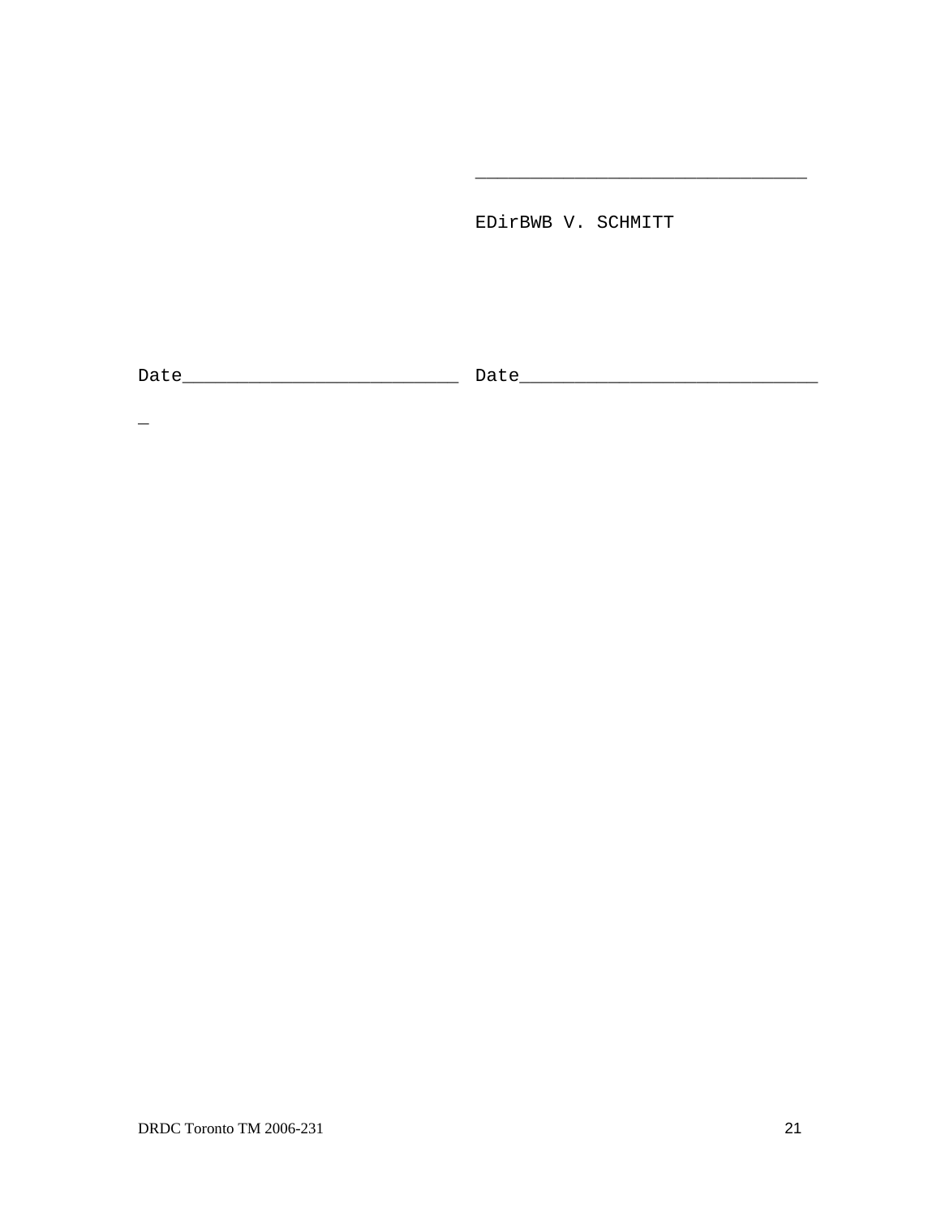_______________________________

EDirBWB V. SCHMITT

Date__________________________ Date____________________________

_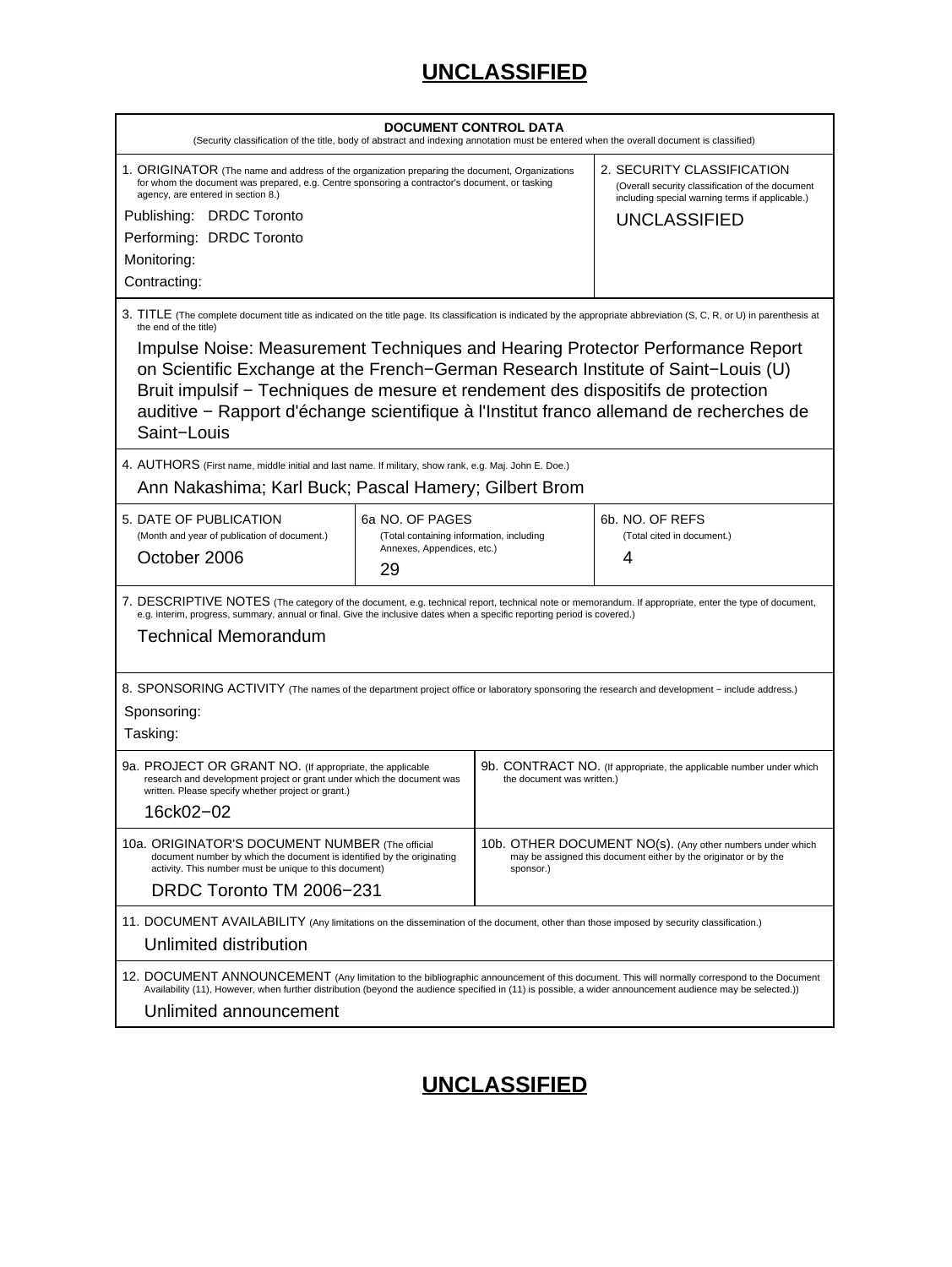**UNCLASSIFIED**

**DOCUMENT CONTROL DATA**

(Security classification of the title, body of abstract and indexing annotation must be entered when the overall document is classified)

| 1. ORIGINATOR (The name and address of the organization preparing the document, Organizations for whom the document was prepared, e.g. Centre sponsoring a contractor's document, or tasking agency, are entered in section 8.) | 2. SECURITY CLASSIFICATION (Overall security classification of the document including special warning terms if applicable.) |
|---|---|
| Publishing: DRDC Toronto<br>Performing: DRDC Toronto<br>Monitoring:<br>Contracting: | UNCLASSIFIED |

3. TITLE (The complete document title as indicated on the title page. Its classification is indicated by the appropriate abbreviation (S, C, R, or U) in parenthesis at the end of the title)

Impulse Noise: Measurement Techniques and Hearing Protector Performance Report on Scientific Exchange at the French−German Research Institute of Saint−Louis (U)
Bruit impulsif − Techniques de mesure et rendement des dispositifs de protection auditive − Rapport d'échange scientifique à l'Institut franco allemand de recherches de Saint−Louis

4. AUTHORS (First name, middle initial and last name. If military, show rank, e.g. Maj. John E. Doe.)

Ann Nakashima; Karl Buck; Pascal Hamery; Gilbert Brom

| 5. DATE OF PUBLICATION (Month and year of publication of document.) | 6a NO. OF PAGES (Total containing information, including Annexes, Appendices, etc.) | 6b. NO. OF REFS (Total cited in document.) |
|---|---|---|
| October 2006 | 29 | 4 |

7. DESCRIPTIVE NOTES (The category of the document, e.g. technical report, technical note or memorandum. If appropriate, enter the type of document, e.g. interim, progress, summary, annual or final. Give the inclusive dates when a specific reporting period is covered.)

Technical Memorandum

8. SPONSORING ACTIVITY (The names of the department project office or laboratory sponsoring the research and development − include address.)

Sponsoring:
Tasking:

| 9a. PROJECT OR GRANT NO. (If appropriate, the applicable research and development project or grant under which the document was written. Please specify whether project or grant.) | 9b. CONTRACT NO. (If appropriate, the applicable number under which the document was written.) |
|---|---|
| 16ck02−02 | |

| 10a. ORIGINATOR'S DOCUMENT NUMBER (The official document number by which the document is identified by the originating activity. This number must be unique to this document) | 10b. OTHER DOCUMENT NO(s). (Any other numbers under which may be assigned this document either by the originator or by the sponsor.) |
|---|---|
| DRDC Toronto TM 2006−231 | |

11. DOCUMENT AVAILABILITY (Any limitations on the dissemination of the document, other than those imposed by security classification.)

Unlimited distribution

12. DOCUMENT ANNOUNCEMENT (Any limitation to the bibliographic announcement of this document. This will normally correspond to the Document Availability (11), However, when further distribution (beyond the audience specified in (11) is possible, a wider announcement audience may be selected.))

Unlimited announcement

**UNCLASSIFIED**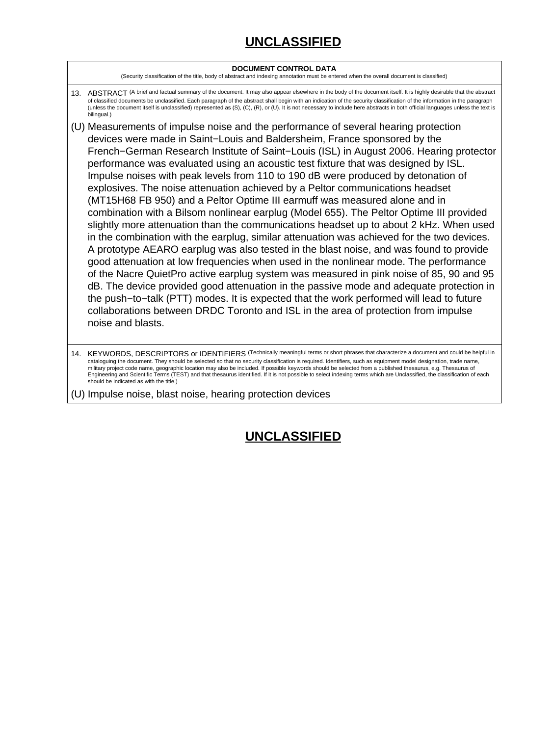**UNCLASSIFIED**

**DOCUMENT CONTROL DATA**

(Security classification of the title, body of abstract and indexing annotation must be entered when the overall document is classified)

13. ABSTRACT (A brief and factual summary of the document. It may also appear elsewhere in the body of the document itself. It is highly desirable that the abstract of classified documents be unclassified. Each paragraph of the abstract shall begin with an indication of the security classification of the information in the paragraph (unless the document itself is unclassified) represented as (S), (C), (R), or (U). It is not necessary to include here abstracts in both official languages unless the text is bilingual.)

(U) Measurements of impulse noise and the performance of several hearing protection devices were made in Saint−Louis and Baldersheim, France sponsored by the French−German Research Institute of Saint−Louis (ISL) in August 2006. Hearing protector performance was evaluated using an acoustic test fixture that was designed by ISL. Impulse noises with peak levels from 110 to 190 dB were produced by detonation of explosives. The noise attenuation achieved by a Peltor communications headset (MT15H68 FB 950) and a Peltor Optime III earmuff was measured alone and in combination with a Bilsom nonlinear earplug (Model 655). The Peltor Optime III provided slightly more attenuation than the communications headset up to about 2 kHz. When used in the combination with the earplug, similar attenuation was achieved for the two devices. A prototype AEARO earplug was also tested in the blast noise, and was found to provide good attenuation at low frequencies when used in the nonlinear mode. The performance of the Nacre QuietPro active earplug system was measured in pink noise of 85, 90 and 95 dB. The device provided good attenuation in the passive mode and adequate protection in the push−to−talk (PTT) modes. It is expected that the work performed will lead to future collaborations between DRDC Toronto and ISL in the area of protection from impulse noise and blasts.

14. KEYWORDS, DESCRIPTORS or IDENTIFIERS (Technically meaningful terms or short phrases that characterize a document and could be helpful in cataloguing the document. They should be selected so that no security classification is required. Identifiers, such as equipment model designation, trade name, military project code name, geographic location may also be included. If possible keywords should be selected from a published thesaurus, e.g. Thesaurus of Engineering and Scientific Terms (TEST) and that thesaurus identified. If it is not possible to select indexing terms which are Unclassified, the classification of each should be indicated as with the title.)

(U) Impulse noise, blast noise, hearing protection devices

**UNCLASSIFIED**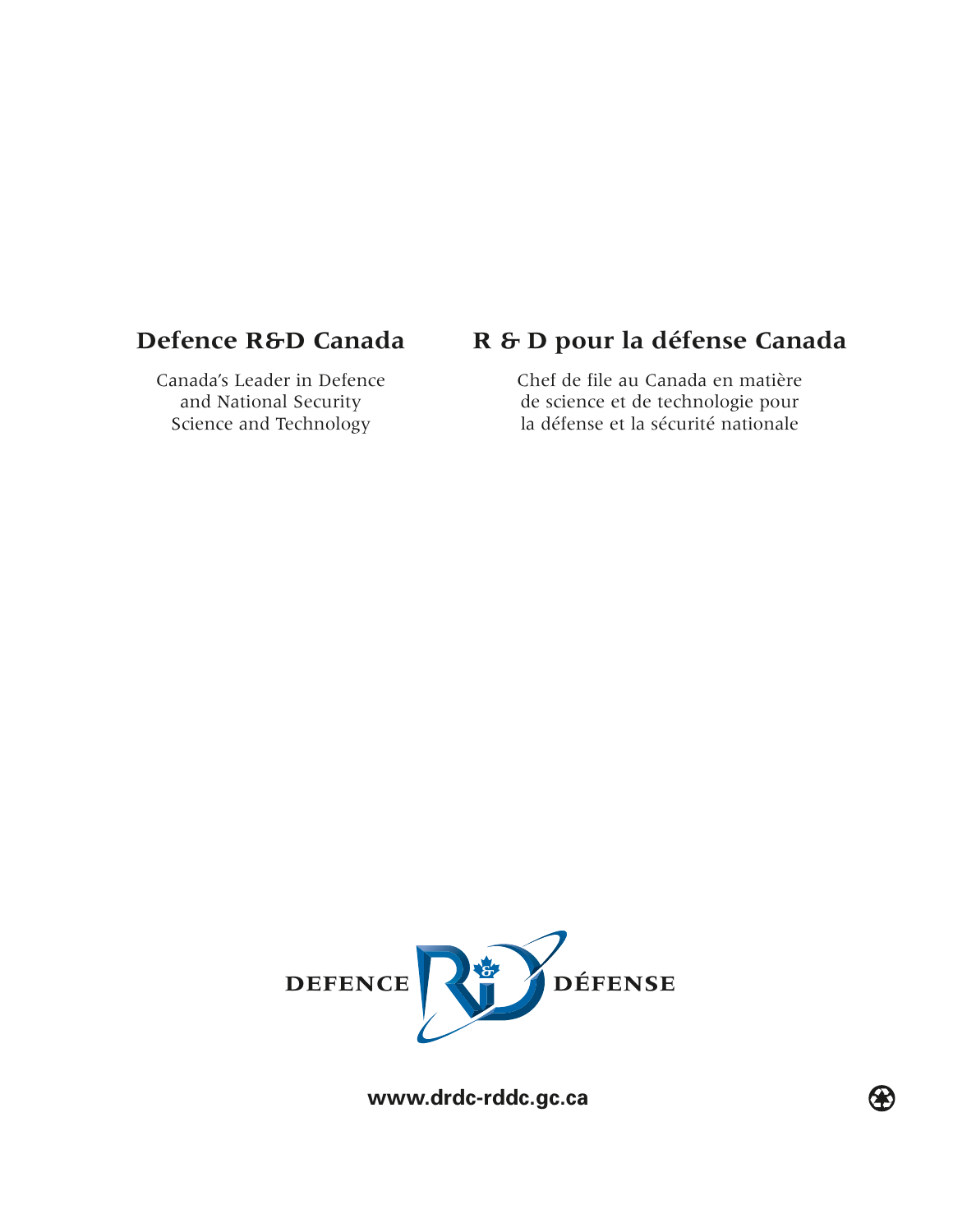**Defence R&D Canada**

Canada's Leader in Defence
and National Security
Science and Technology

**R & D pour la défense Canada**

Chef de file au Canada en matière
de science et de technologie pour
la défense et la sécurité nationale

DEFENCE DÉFENSE

**www.drdc-rddc.gc.ca**